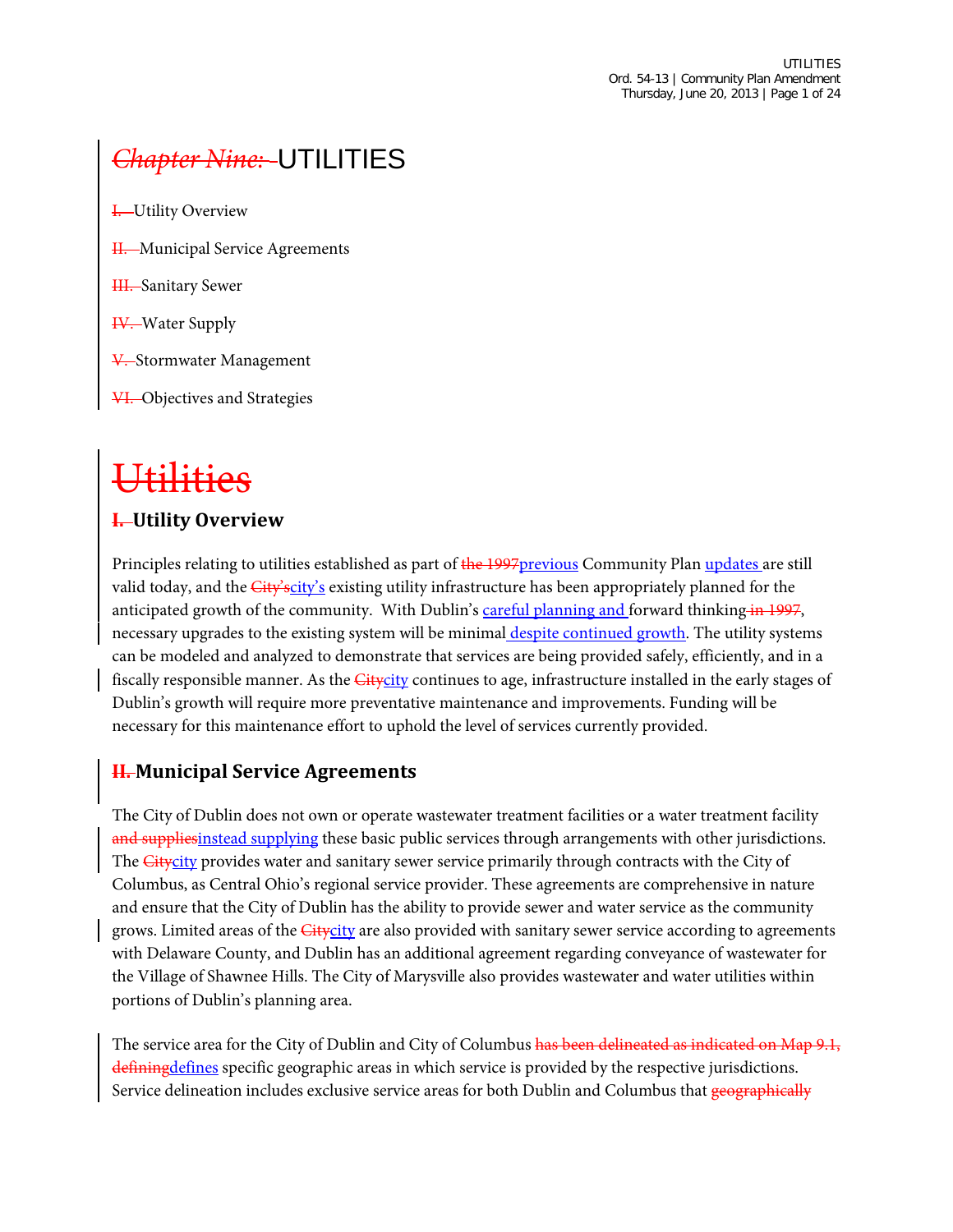# ~~*Chapter Nine:*~~ UTILITIES

~~I.~~ Utility Overview

~~II.~~ Municipal Service Agreements

~~III.~~ Sanitary Sewer

~~IV.~~ Water Supply

~~V.~~ Stormwater Management

~~VI.~~ Objectives and Strategies

# ~~Utilities~~

## ~~I.~~ Utility Overview

Principles relating to utilities established as part of ~~the 1997~~previous Community Plan updates are still valid today, and the ~~City's~~city's existing utility infrastructure has been appropriately planned for the anticipated growth of the community. With Dublin's careful planning and forward thinking ~~in 1997~~, necessary upgrades to the existing system will be minimal despite continued growth. The utility systems can be modeled and analyzed to demonstrate that services are being provided safely, efficiently, and in a fiscally responsible manner. As the ~~City~~city continues to age, infrastructure installed in the early stages of Dublin's growth will require more preventative maintenance and improvements. Funding will be necessary for this maintenance effort to uphold the level of services currently provided.

## ~~II.~~ Municipal Service Agreements

The City of Dublin does not own or operate wastewater treatment facilities or a water treatment facility ~~and supplies~~instead supplying these basic public services through arrangements with other jurisdictions. The ~~City~~city provides water and sanitary sewer service primarily through contracts with the City of Columbus, as Central Ohio's regional service provider. These agreements are comprehensive in nature and ensure that the City of Dublin has the ability to provide sewer and water service as the community grows. Limited areas of the ~~City~~city are also provided with sanitary sewer service according to agreements with Delaware County, and Dublin has an additional agreement regarding conveyance of wastewater for the Village of Shawnee Hills. The City of Marysville also provides wastewater and water utilities within portions of Dublin's planning area.

The service area for the City of Dublin and City of Columbus ~~has been delineated as indicated on Map 9.1, defining~~defines specific geographic areas in which service is provided by the respective jurisdictions. Service delineation includes exclusive service areas for both Dublin and Columbus that ~~geographically~~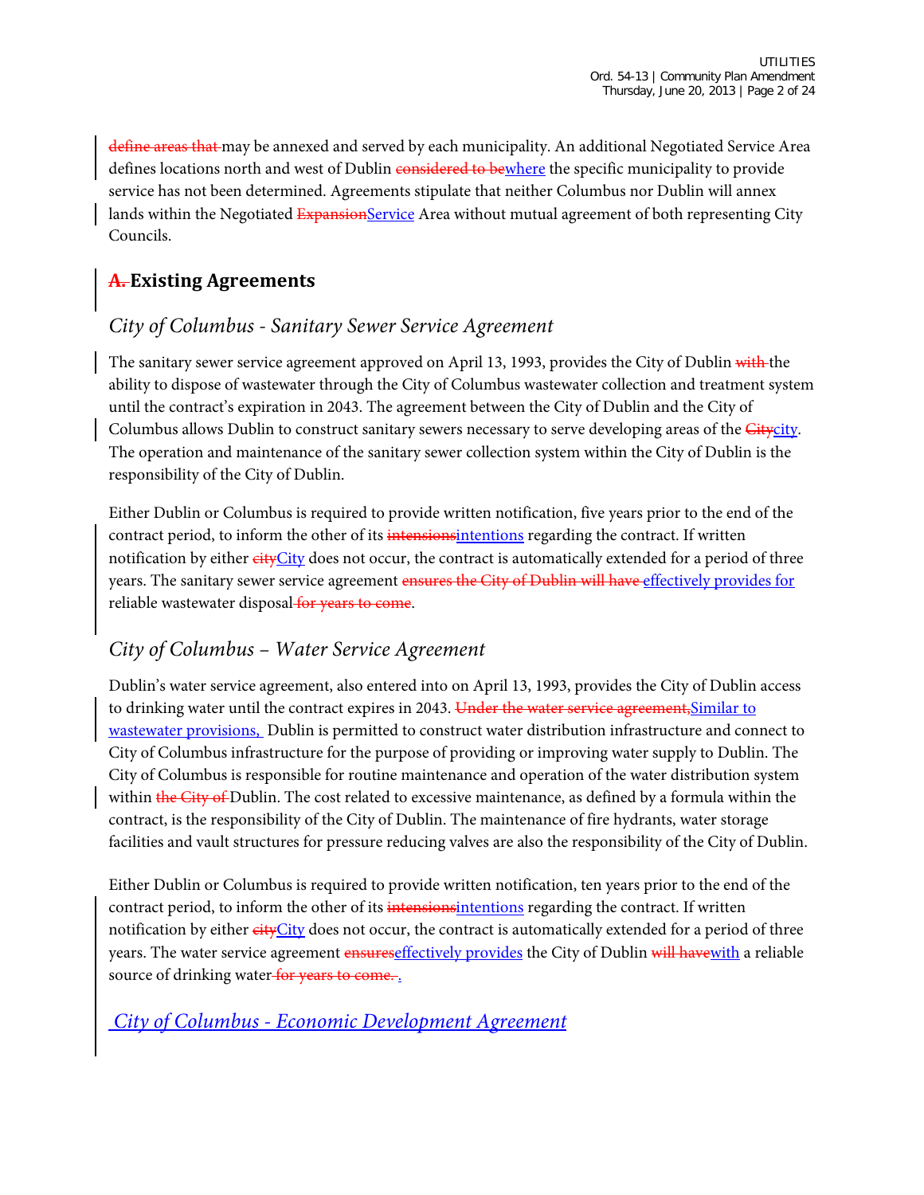~~define areas that~~ may be annexed and served by each municipality. An additional Negotiated Service Area defines locations north and west of Dublin ~~considered to be~~where the specific municipality to provide service has not been determined. Agreements stipulate that neither Columbus nor Dublin will annex lands within the Negotiated ~~Expansion~~Service Area without mutual agreement of both representing City Councils.

## ~~A.~~ Existing Agreements

### *City of Columbus - Sanitary Sewer Service Agreement*

The sanitary sewer service agreement approved on April 13, 1993, provides the City of Dublin ~~with~~ the ability to dispose of wastewater through the City of Columbus wastewater collection and treatment system until the contract's expiration in 2043. The agreement between the City of Dublin and the City of Columbus allows Dublin to construct sanitary sewers necessary to serve developing areas of the ~~City~~city. The operation and maintenance of the sanitary sewer collection system within the City of Dublin is the responsibility of the City of Dublin.

Either Dublin or Columbus is required to provide written notification, five years prior to the end of the contract period, to inform the other of its ~~intensions~~intentions regarding the contract. If written notification by either ~~city~~City does not occur, the contract is automatically extended for a period of three years. The sanitary sewer service agreement ~~ensures the City of Dublin will have~~ effectively provides for reliable wastewater disposal ~~for years to come~~.

### *City of Columbus – Water Service Agreement*

Dublin's water service agreement, also entered into on April 13, 1993, provides the City of Dublin access to drinking water until the contract expires in 2043. ~~Under the water service agreement,~~Similar to wastewater provisions, Dublin is permitted to construct water distribution infrastructure and connect to City of Columbus infrastructure for the purpose of providing or improving water supply to Dublin. The City of Columbus is responsible for routine maintenance and operation of the water distribution system within ~~the City of~~ Dublin. The cost related to excessive maintenance, as defined by a formula within the contract, is the responsibility of the City of Dublin. The maintenance of fire hydrants, water storage facilities and vault structures for pressure reducing valves are also the responsibility of the City of Dublin.

Either Dublin or Columbus is required to provide written notification, ten years prior to the end of the contract period, to inform the other of its ~~intensions~~intentions regarding the contract. If written notification by either ~~city~~City does not occur, the contract is automatically extended for a period of three years. The water service agreement ~~ensures~~effectively provides the City of Dublin ~~will have~~with a reliable source of drinking water ~~for years to come.~~ .

### *City of Columbus - Economic Development Agreement*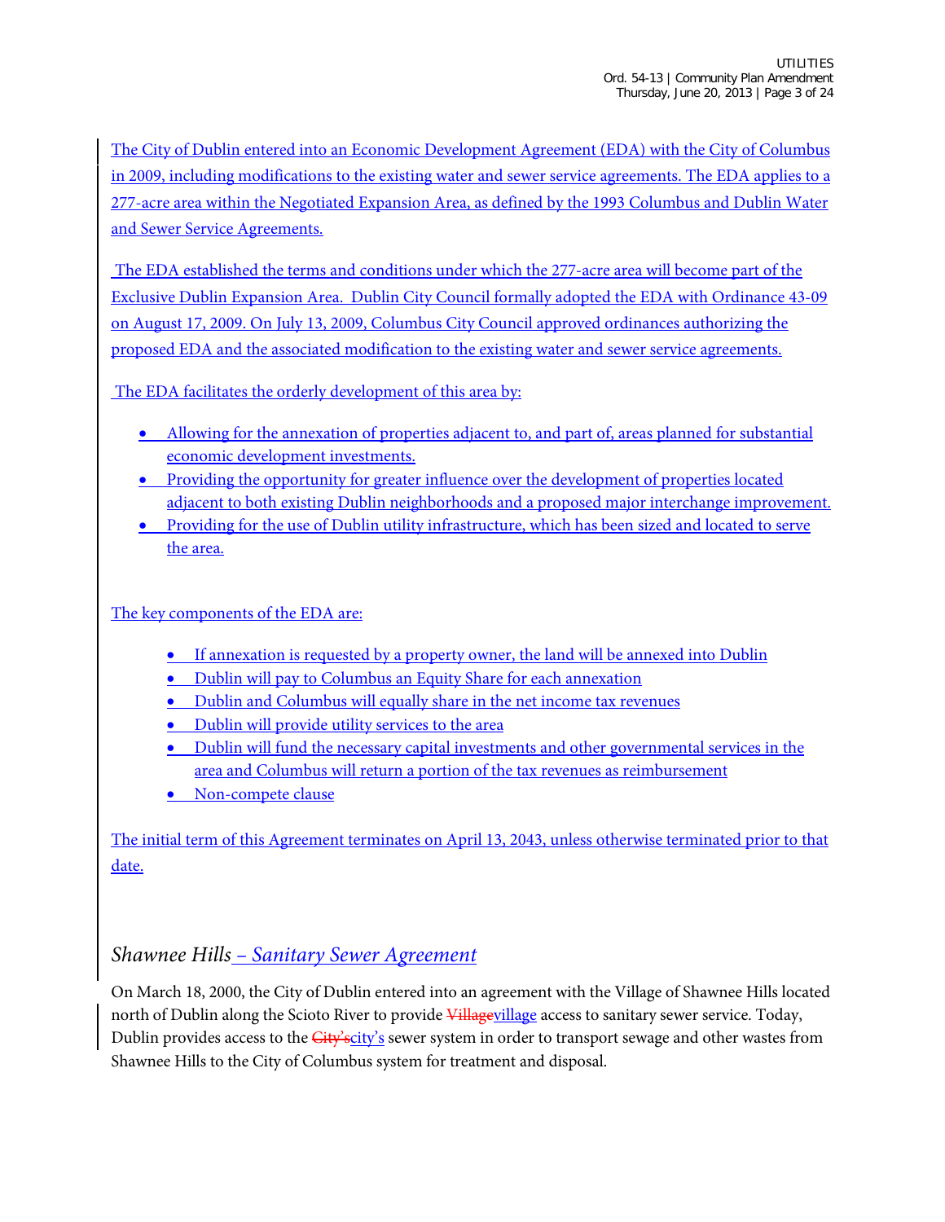The City of Dublin entered into an Economic Development Agreement (EDA) with the City of Columbus in 2009, including modifications to the existing water and sewer service agreements. The EDA applies to a 277-acre area within the Negotiated Expansion Area, as defined by the 1993 Columbus and Dublin Water and Sewer Service Agreements.

The EDA established the terms and conditions under which the 277-acre area will become part of the Exclusive Dublin Expansion Area. Dublin City Council formally adopted the EDA with Ordinance 43-09 on August 17, 2009. On July 13, 2009, Columbus City Council approved ordinances authorizing the proposed EDA and the associated modification to the existing water and sewer service agreements.

The EDA facilitates the orderly development of this area by:

- Allowing for the annexation of properties adjacent to, and part of, areas planned for substantial economic development investments.
- Providing the opportunity for greater influence over the development of properties located adjacent to both existing Dublin neighborhoods and a proposed major interchange improvement.
- Providing for the use of Dublin utility infrastructure, which has been sized and located to serve the area.

The key components of the EDA are:

- If annexation is requested by a property owner, the land will be annexed into Dublin
- Dublin will pay to Columbus an Equity Share for each annexation
- Dublin and Columbus will equally share in the net income tax revenues
- Dublin will provide utility services to the area
- Dublin will fund the necessary capital investments and other governmental services in the area and Columbus will return a portion of the tax revenues as reimbursement
- Non-compete clause

The initial term of this Agreement terminates on April 13, 2043, unless otherwise terminated prior to that date.

## *Shawnee Hills – Sanitary Sewer Agreement*

On March 18, 2000, the City of Dublin entered into an agreement with the Village of Shawnee Hills located north of Dublin along the Scioto River to provide ~~Village~~village access to sanitary sewer service. Today, Dublin provides access to the ~~City's~~city's sewer system in order to transport sewage and other wastes from Shawnee Hills to the City of Columbus system for treatment and disposal.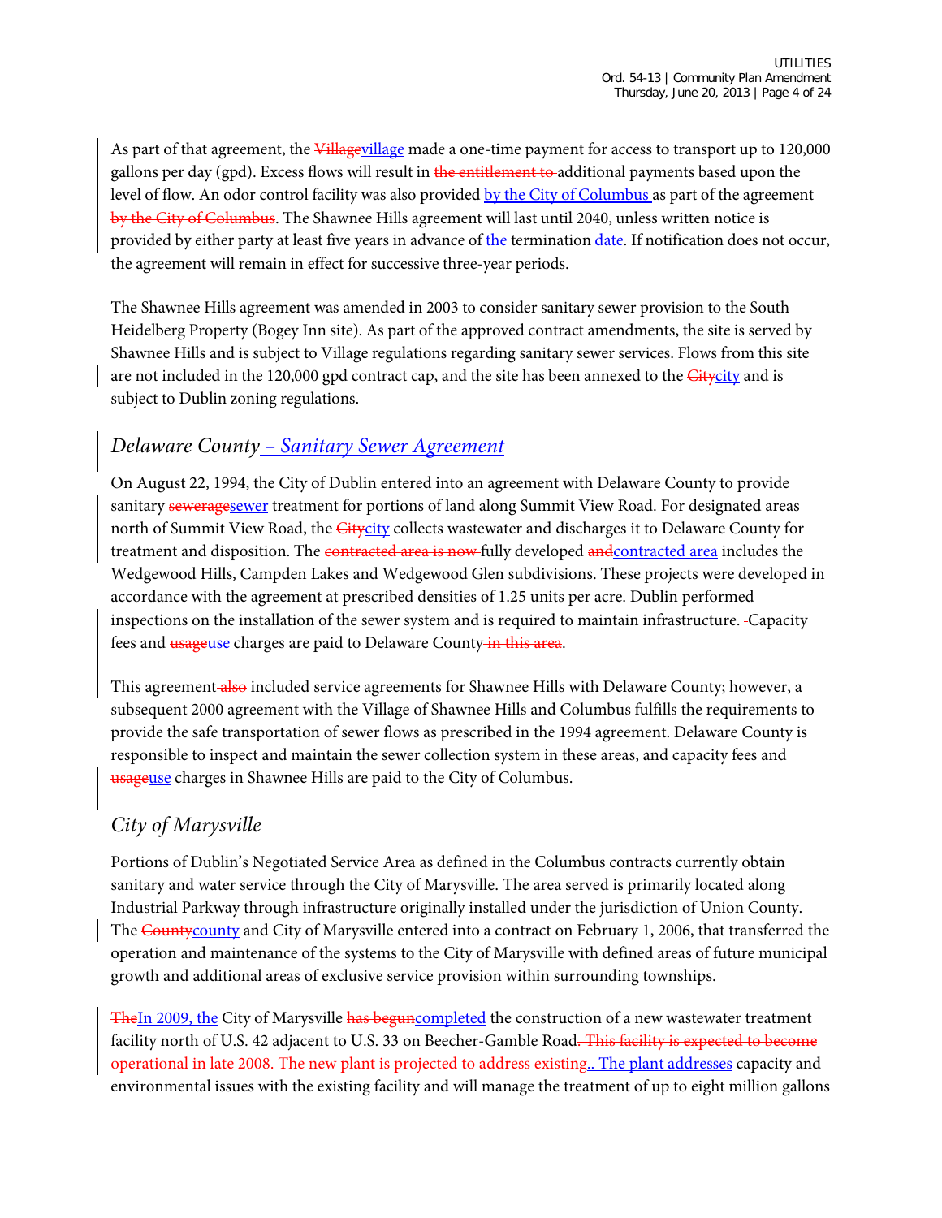As part of that agreement, the ~~Village~~village made a one-time payment for access to transport up to 120,000 gallons per day (gpd). Excess flows will result in ~~the entitlement to~~ additional payments based upon the level of flow. An odor control facility was also provided by the City of Columbus as part of the agreement ~~by the City of Columbus~~. The Shawnee Hills agreement will last until 2040, unless written notice is provided by either party at least five years in advance of the termination date. If notification does not occur, the agreement will remain in effect for successive three-year periods.

The Shawnee Hills agreement was amended in 2003 to consider sanitary sewer provision to the South Heidelberg Property (Bogey Inn site). As part of the approved contract amendments, the site is served by Shawnee Hills and is subject to Village regulations regarding sanitary sewer services. Flows from this site are not included in the 120,000 gpd contract cap, and the site has been annexed to the ~~City~~city and is subject to Dublin zoning regulations.

## *Delaware County – Sanitary Sewer Agreement*

On August 22, 1994, the City of Dublin entered into an agreement with Delaware County to provide sanitary ~~sewerage~~sewer treatment for portions of land along Summit View Road. For designated areas north of Summit View Road, the ~~City~~city collects wastewater and discharges it to Delaware County for treatment and disposition. The ~~contracted area is now~~ fully developed ~~and~~contracted area includes the Wedgewood Hills, Campden Lakes and Wedgewood Glen subdivisions. These projects were developed in accordance with the agreement at prescribed densities of 1.25 units per acre. Dublin performed inspections on the installation of the sewer system and is required to maintain infrastructure. Capacity fees and ~~usage~~use charges are paid to Delaware County ~~in this area~~.

This agreement ~~also~~ included service agreements for Shawnee Hills with Delaware County; however, a subsequent 2000 agreement with the Village of Shawnee Hills and Columbus fulfills the requirements to provide the safe transportation of sewer flows as prescribed in the 1994 agreement. Delaware County is responsible to inspect and maintain the sewer collection system in these areas, and capacity fees and ~~usage~~use charges in Shawnee Hills are paid to the City of Columbus.

## *City of Marysville*

Portions of Dublin's Negotiated Service Area as defined in the Columbus contracts currently obtain sanitary and water service through the City of Marysville. The area served is primarily located along Industrial Parkway through infrastructure originally installed under the jurisdiction of Union County. The ~~County~~county and City of Marysville entered into a contract on February 1, 2006, that transferred the operation and maintenance of the systems to the City of Marysville with defined areas of future municipal growth and additional areas of exclusive service provision within surrounding townships.

~~The~~In 2009, the City of Marysville ~~has begun~~completed the construction of a new wastewater treatment facility north of U.S. 42 adjacent to U.S. 33 on Beecher-Gamble Road~~. This facility is expected to become operational in late 2008. The new plant is projected to address existing~~.. The plant addresses capacity and environmental issues with the existing facility and will manage the treatment of up to eight million gallons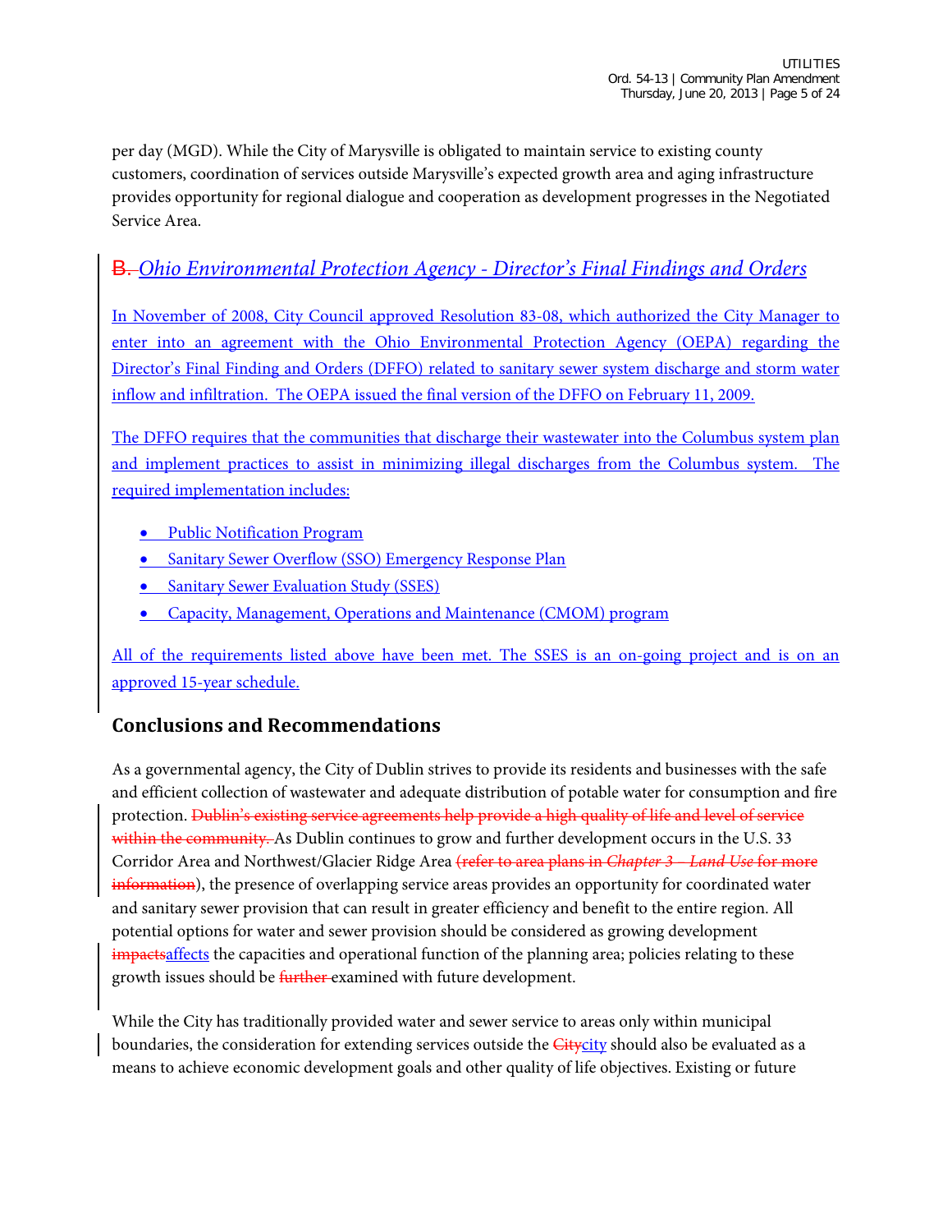per day (MGD). While the City of Marysville is obligated to maintain service to existing county customers, coordination of services outside Marysville's expected growth area and aging infrastructure provides opportunity for regional dialogue and cooperation as development progresses in the Negotiated Service Area.

## ~~B.~~ *Ohio Environmental Protection Agency - Director's Final Findings and Orders*

In November of 2008, City Council approved Resolution 83-08, which authorized the City Manager to enter into an agreement with the Ohio Environmental Protection Agency (OEPA) regarding the Director's Final Finding and Orders (DFFO) related to sanitary sewer system discharge and storm water inflow and infiltration. The OEPA issued the final version of the DFFO on February 11, 2009.

The DFFO requires that the communities that discharge their wastewater into the Columbus system plan and implement practices to assist in minimizing illegal discharges from the Columbus system. The required implementation includes:

- Public Notification Program
- Sanitary Sewer Overflow (SSO) Emergency Response Plan
- Sanitary Sewer Evaluation Study (SSES)
- Capacity, Management, Operations and Maintenance (CMOM) program

All of the requirements listed above have been met. The SSES is an on-going project and is on an approved 15-year schedule.

## Conclusions and Recommendations

As a governmental agency, the City of Dublin strives to provide its residents and businesses with the safe and efficient collection of wastewater and adequate distribution of potable water for consumption and fire protection. ~~Dublin's existing service agreements help provide a high quality of life and level of service within the community.~~ As Dublin continues to grow and further development occurs in the U.S. 33 Corridor Area and Northwest/Glacier Ridge Area ~~(refer to area plans in *Chapter 3 – Land Use* for more information~~), the presence of overlapping service areas provides an opportunity for coordinated water and sanitary sewer provision that can result in greater efficiency and benefit to the entire region. All potential options for water and sewer provision should be considered as growing development ~~impacts~~affects the capacities and operational function of the planning area; policies relating to these growth issues should be ~~further~~ examined with future development.

While the City has traditionally provided water and sewer service to areas only within municipal boundaries, the consideration for extending services outside the ~~City~~city should also be evaluated as a means to achieve economic development goals and other quality of life objectives. Existing or future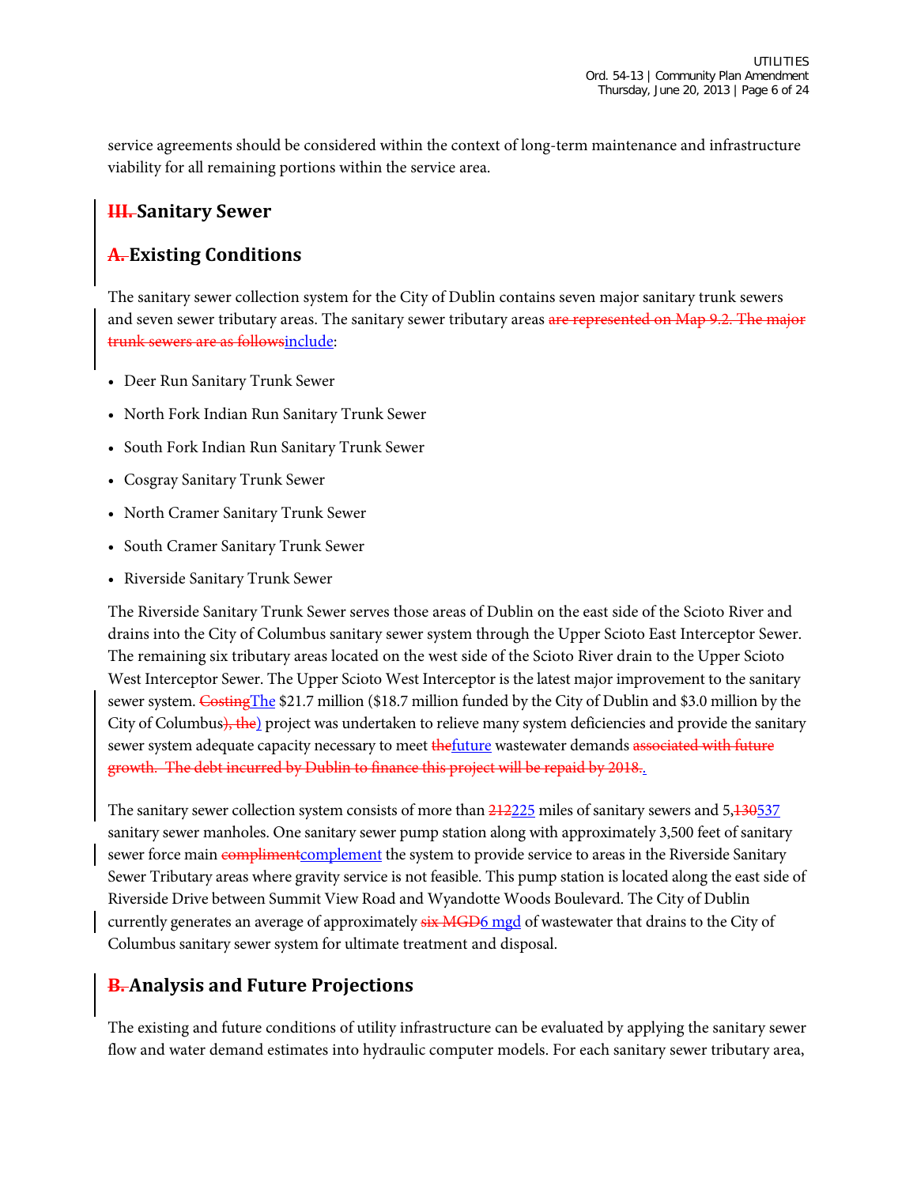service agreements should be considered within the context of long-term maintenance and infrastructure viability for all remaining portions within the service area.

## ~~III.~~ Sanitary Sewer

### ~~A.~~ Existing Conditions

The sanitary sewer collection system for the City of Dublin contains seven major sanitary trunk sewers and seven sewer tributary areas. The sanitary sewer tributary areas ~~are represented on Map 9.2. The major trunk sewers are as follows~~include:

- Deer Run Sanitary Trunk Sewer
- North Fork Indian Run Sanitary Trunk Sewer
- South Fork Indian Run Sanitary Trunk Sewer
- Cosgray Sanitary Trunk Sewer
- North Cramer Sanitary Trunk Sewer
- South Cramer Sanitary Trunk Sewer
- Riverside Sanitary Trunk Sewer

The Riverside Sanitary Trunk Sewer serves those areas of Dublin on the east side of the Scioto River and drains into the City of Columbus sanitary sewer system through the Upper Scioto East Interceptor Sewer. The remaining six tributary areas located on the west side of the Scioto River drain to the Upper Scioto West Interceptor Sewer. The Upper Scioto West Interceptor is the latest major improvement to the sanitary sewer system. ~~Costing~~The $21.7 million ($18.7 million funded by the City of Dublin and $3.0 million by the City of Columbus~~), the~~) project was undertaken to relieve many system deficiencies and provide the sanitary sewer system adequate capacity necessary to meet ~~the~~future wastewater demands ~~associated with future growth. The debt incurred by Dublin to finance this project will be repaid by 2018.~~.

The sanitary sewer collection system consists of more than ~~212~~225 miles of sanitary sewers and 5,~~130~~537 sanitary sewer manholes. One sanitary sewer pump station along with approximately 3,500 feet of sanitary sewer force main ~~compliment~~complement the system to provide service to areas in the Riverside Sanitary Sewer Tributary areas where gravity service is not feasible. This pump station is located along the east side of Riverside Drive between Summit View Road and Wyandotte Woods Boulevard. The City of Dublin currently generates an average of approximately ~~six MGD~~6 mgd of wastewater that drains to the City of Columbus sanitary sewer system for ultimate treatment and disposal.

### ~~B.~~ Analysis and Future Projections

The existing and future conditions of utility infrastructure can be evaluated by applying the sanitary sewer flow and water demand estimates into hydraulic computer models. For each sanitary sewer tributary area,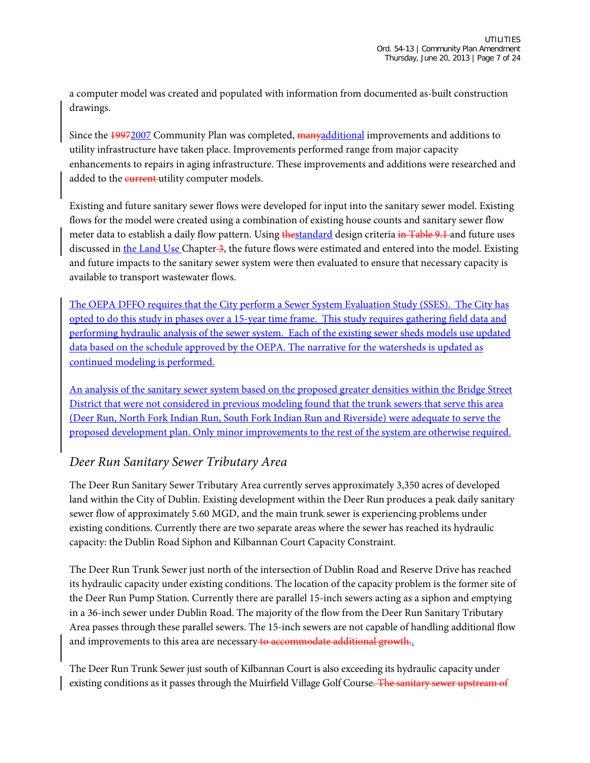a computer model was created and populated with information from documented as-built construction drawings.

Since the ~~1997~~2007 Community Plan was completed, ~~many~~additional improvements and additions to utility infrastructure have taken place. Improvements performed range from major capacity enhancements to repairs in aging infrastructure. These improvements and additions were researched and added to the ~~current~~ utility computer models.

Existing and future sanitary sewer flows were developed for input into the sanitary sewer model. Existing flows for the model were created using a combination of existing house counts and sanitary sewer flow meter data to establish a daily flow pattern. Using ~~the~~standard design criteria ~~in Table 9.1~~ and future uses discussed in the Land Use Chapter ~~3~~, the future flows were estimated and entered into the model. Existing and future impacts to the sanitary sewer system were then evaluated to ensure that necessary capacity is available to transport wastewater flows.

The OEPA DFFO requires that the City perform a Sewer System Evaluation Study (SSES). The City has opted to do this study in phases over a 15-year time frame. This study requires gathering field data and performing hydraulic analysis of the sewer system. Each of the existing sewer sheds models use updated data based on the schedule approved by the OEPA. The narrative for the watersheds is updated as continued modeling is performed.

An analysis of the sanitary sewer system based on the proposed greater densities within the Bridge Street District that were not considered in previous modeling found that the trunk sewers that serve this area (Deer Run, North Fork Indian Run, South Fork Indian Run and Riverside) were adequate to serve the proposed development plan. Only minor improvements to the rest of the system are otherwise required.

## *Deer Run Sanitary Sewer Tributary Area*

The Deer Run Sanitary Sewer Tributary Area currently serves approximately 3,350 acres of developed land within the City of Dublin. Existing development within the Deer Run produces a peak daily sanitary sewer flow of approximately 5.60 MGD, and the main trunk sewer is experiencing problems under existing conditions. Currently there are two separate areas where the sewer has reached its hydraulic capacity: the Dublin Road Siphon and Kilbannan Court Capacity Constraint.

The Deer Run Trunk Sewer just north of the intersection of Dublin Road and Reserve Drive has reached its hydraulic capacity under existing conditions. The location of the capacity problem is the former site of the Deer Run Pump Station. Currently there are parallel 15-inch sewers acting as a siphon and emptying in a 36-inch sewer under Dublin Road. The majority of the flow from the Deer Run Sanitary Tributary Area passes through these parallel sewers. The 15-inch sewers are not capable of handling additional flow and improvements to this area are necessary ~~to accommodate additional growth.~~.

The Deer Run Trunk Sewer just south of Kilbannan Court is also exceeding its hydraulic capacity under existing conditions as it passes through the Muirfield Village Golf Course~~. The sanitary sewer upstream of~~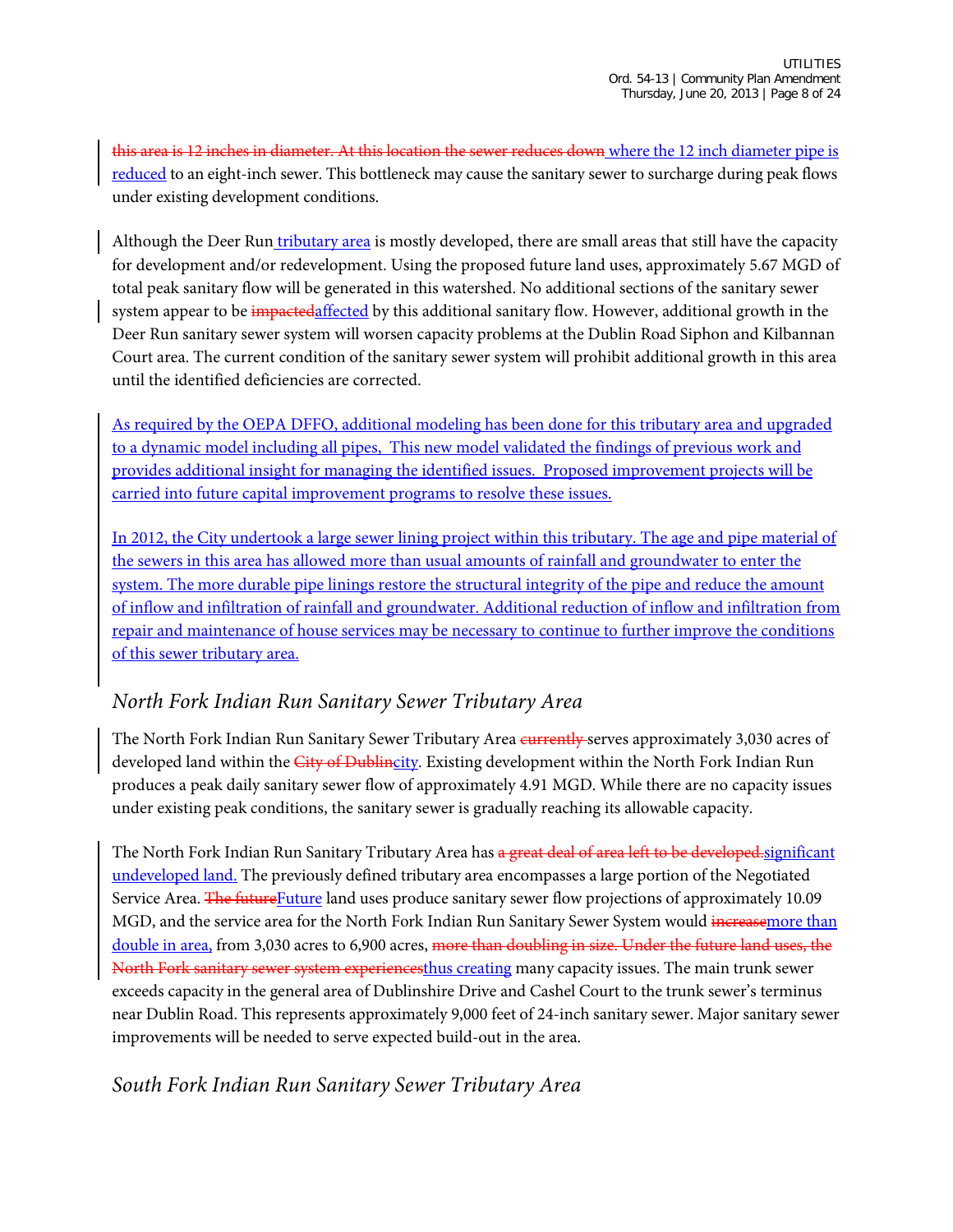~~this area is 12 inches in diameter. At this location the sewer reduces down~~ where the 12 inch diameter pipe is reduced to an eight-inch sewer. This bottleneck may cause the sanitary sewer to surcharge during peak flows under existing development conditions.

Although the Deer Run tributary area is mostly developed, there are small areas that still have the capacity for development and/or redevelopment. Using the proposed future land uses, approximately 5.67 MGD of total peak sanitary flow will be generated in this watershed. No additional sections of the sanitary sewer system appear to be ~~impacted~~affected by this additional sanitary flow. However, additional growth in the Deer Run sanitary sewer system will worsen capacity problems at the Dublin Road Siphon and Kilbannan Court area. The current condition of the sanitary sewer system will prohibit additional growth in this area until the identified deficiencies are corrected.

As required by the OEPA DFFO, additional modeling has been done for this tributary area and upgraded to a dynamic model including all pipes, This new model validated the findings of previous work and provides additional insight for managing the identified issues. Proposed improvement projects will be carried into future capital improvement programs to resolve these issues.

In 2012, the City undertook a large sewer lining project within this tributary. The age and pipe material of the sewers in this area has allowed more than usual amounts of rainfall and groundwater to enter the system. The more durable pipe linings restore the structural integrity of the pipe and reduce the amount of inflow and infiltration of rainfall and groundwater. Additional reduction of inflow and infiltration from repair and maintenance of house services may be necessary to continue to further improve the conditions of this sewer tributary area.

## *North Fork Indian Run Sanitary Sewer Tributary Area*

The North Fork Indian Run Sanitary Sewer Tributary Area ~~currently~~ serves approximately 3,030 acres of developed land within the ~~City of Dublin~~city. Existing development within the North Fork Indian Run produces a peak daily sanitary sewer flow of approximately 4.91 MGD. While there are no capacity issues under existing peak conditions, the sanitary sewer is gradually reaching its allowable capacity.

The North Fork Indian Run Sanitary Tributary Area has ~~a great deal of area left to be developed.~~significant undeveloped land. The previously defined tributary area encompasses a large portion of the Negotiated Service Area. ~~The future~~Future land uses produce sanitary sewer flow projections of approximately 10.09 MGD, and the service area for the North Fork Indian Run Sanitary Sewer System would ~~increase~~more than double in area, from 3,030 acres to 6,900 acres, ~~more than doubling in size. Under the future land uses, the North Fork sanitary sewer system experiences~~thus creating many capacity issues. The main trunk sewer exceeds capacity in the general area of Dublinshire Drive and Cashel Court to the trunk sewer's terminus near Dublin Road. This represents approximately 9,000 feet of 24-inch sanitary sewer. Major sanitary sewer improvements will be needed to serve expected build-out in the area.

## *South Fork Indian Run Sanitary Sewer Tributary Area*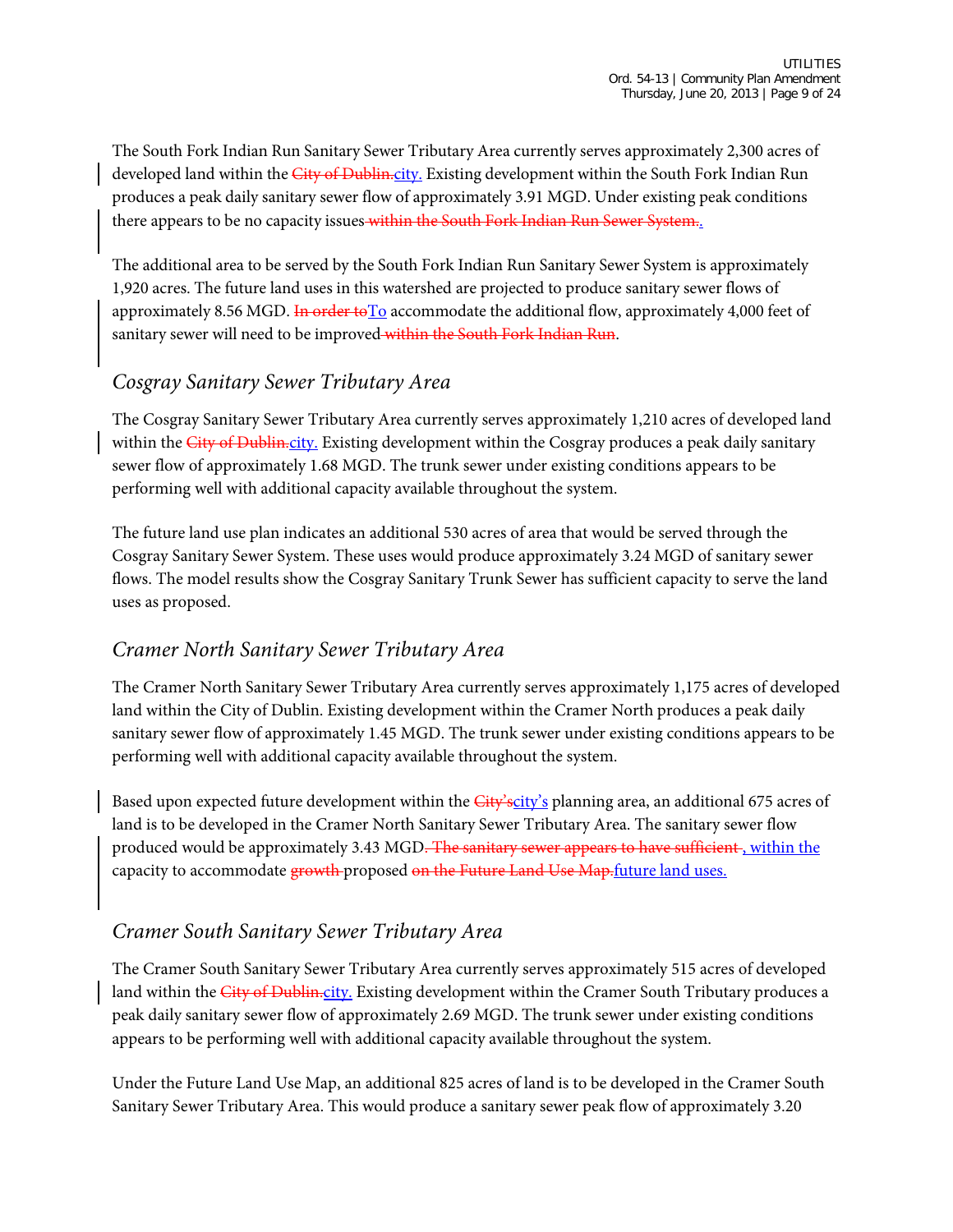The South Fork Indian Run Sanitary Sewer Tributary Area currently serves approximately 2,300 acres of developed land within the ~~City of Dublin.~~city. Existing development within the South Fork Indian Run produces a peak daily sanitary sewer flow of approximately 3.91 MGD. Under existing peak conditions there appears to be no capacity issues ~~within the South Fork Indian Run Sewer System.~~.

The additional area to be served by the South Fork Indian Run Sanitary Sewer System is approximately 1,920 acres. The future land uses in this watershed are projected to produce sanitary sewer flows of approximately 8.56 MGD. ~~In order to~~To accommodate the additional flow, approximately 4,000 feet of sanitary sewer will need to be improved ~~within the South Fork Indian Run~~.

## *Cosgray Sanitary Sewer Tributary Area*

The Cosgray Sanitary Sewer Tributary Area currently serves approximately 1,210 acres of developed land within the ~~City of Dublin.~~city. Existing development within the Cosgray produces a peak daily sanitary sewer flow of approximately 1.68 MGD. The trunk sewer under existing conditions appears to be performing well with additional capacity available throughout the system.

The future land use plan indicates an additional 530 acres of area that would be served through the Cosgray Sanitary Sewer System. These uses would produce approximately 3.24 MGD of sanitary sewer flows. The model results show the Cosgray Sanitary Trunk Sewer has sufficient capacity to serve the land uses as proposed.

## *Cramer North Sanitary Sewer Tributary Area*

The Cramer North Sanitary Sewer Tributary Area currently serves approximately 1,175 acres of developed land within the City of Dublin. Existing development within the Cramer North produces a peak daily sanitary sewer flow of approximately 1.45 MGD. The trunk sewer under existing conditions appears to be performing well with additional capacity available throughout the system.

Based upon expected future development within the ~~City's~~city's planning area, an additional 675 acres of land is to be developed in the Cramer North Sanitary Sewer Tributary Area. The sanitary sewer flow produced would be approximately 3.43 MGD~~. The sanitary sewer appears to have sufficient~~ , within the capacity to accommodate ~~growth~~ proposed ~~on the Future Land Use Map.~~future land uses.

## *Cramer South Sanitary Sewer Tributary Area*

The Cramer South Sanitary Sewer Tributary Area currently serves approximately 515 acres of developed land within the ~~City of Dublin.~~city. Existing development within the Cramer South Tributary produces a peak daily sanitary sewer flow of approximately 2.69 MGD. The trunk sewer under existing conditions appears to be performing well with additional capacity available throughout the system.

Under the Future Land Use Map, an additional 825 acres of land is to be developed in the Cramer South Sanitary Sewer Tributary Area. This would produce a sanitary sewer peak flow of approximately 3.20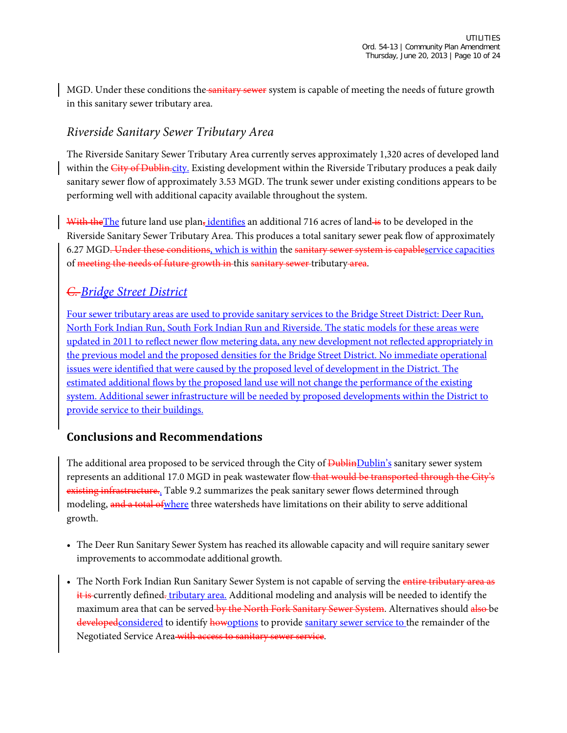MGD. Under these conditions the~~ sanitary sewer~~ system is capable of meeting the needs of future growth in this sanitary sewer tributary area.

### *Riverside Sanitary Sewer Tributary Area*

The Riverside Sanitary Sewer Tributary Area currently serves approximately 1,320 acres of developed land within the ~~City of Dublin.~~<u>city.</u> Existing development within the Riverside Tributary produces a peak daily sanitary sewer flow of approximately 3.53 MGD. The trunk sewer under existing conditions appears to be performing well with additional capacity available throughout the system.

~~With the~~<u>The</u> future land use plan~~,~~<u> identifies</u> an additional 716 acres of land~~ is~~ to be developed in the Riverside Sanitary Sewer Tributary Area. This produces a total sanitary sewer peak flow of approximately 6.27 MGD~~. Under these conditions~~<u>, which is within</u> the ~~sanitary sewer system is capable~~<u>service capacities</u> of ~~meeting the needs of future growth in~~ this ~~sanitary sewer~~ tributary~~ area~~.

## *~~C.~~ <u>Bridge Street District</u>*

<u>Four sewer tributary areas are used to provide sanitary services to the Bridge Street District: Deer Run, North Fork Indian Run, South Fork Indian Run and Riverside. The static models for these areas were updated in 2011 to reflect newer flow metering data, any new development not reflected appropriately in the previous model and the proposed densities for the Bridge Street District. No immediate operational issues were identified that were caused by the proposed level of development in the District. The estimated additional flows by the proposed land use will not change the performance of the existing system. Additional sewer infrastructure will be needed by proposed developments within the District to provide service to their buildings.</u>

## **Conclusions and Recommendations**

The additional area proposed to be serviced through the City of ~~Dublin~~<u>Dublin's</u> sanitary sewer system represents an additional 17.0 MGD in peak wastewater flow~~ that would be transported through the City's existing infrastructure.~~<u>.</u> Table 9.2 summarizes the peak sanitary sewer flows determined through modeling, ~~and a total of~~<u>where</u> three watersheds have limitations on their ability to serve additional growth.

- The Deer Run Sanitary Sewer System has reached its allowable capacity and will require sanitary sewer improvements to accommodate additional growth.

- The North Fork Indian Run Sanitary Sewer System is not capable of serving the ~~entire tributary area as it is~~ currently defined~~.~~<u> tributary area.</u> Additional modeling and analysis will be needed to identify the maximum area that can be served~~ by the North Fork Sanitary Sewer System~~. Alternatives should ~~also~~ be ~~developed~~<u>considered</u> to identify ~~how~~<u>options</u> to provide <u>sanitary sewer service to</u> the remainder of the Negotiated Service Area~~ with access to sanitary sewer service~~.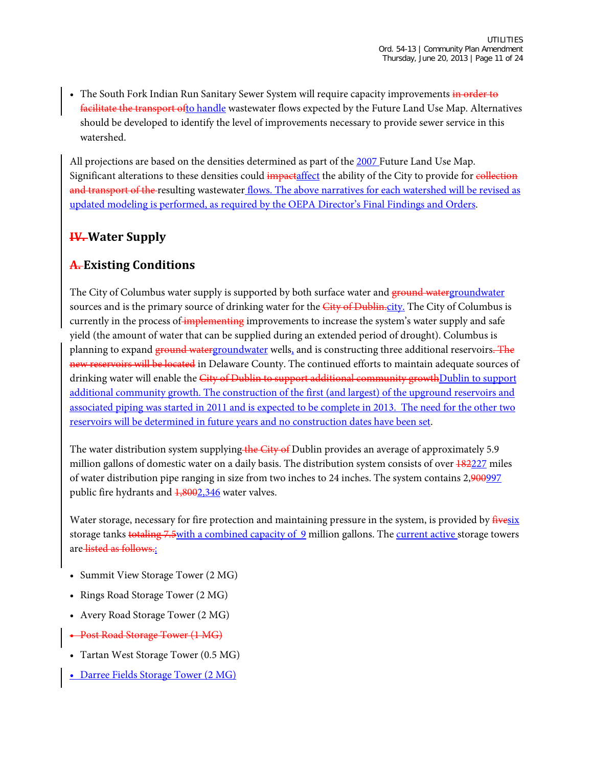- The South Fork Indian Run Sanitary Sewer System will require capacity improvements ~~in order to facilitate the transport of~~to handle wastewater flows expected by the Future Land Use Map. Alternatives should be developed to identify the level of improvements necessary to provide sewer service in this watershed.

All projections are based on the densities determined as part of the 2007 Future Land Use Map. Significant alterations to these densities could ~~impact~~affect the ability of the City to provide for ~~collection and transport of the~~ resulting wastewater flows. The above narratives for each watershed will be revised as updated modeling is performed, as required by the OEPA Director's Final Findings and Orders.

## ~~IV.~~ Water Supply

### ~~A.~~ Existing Conditions

The City of Columbus water supply is supported by both surface water and ~~ground water~~groundwater sources and is the primary source of drinking water for the ~~City of Dublin.~~city. The City of Columbus is currently in the process of ~~implementing~~ improvements to increase the system's water supply and safe yield (the amount of water that can be supplied during an extended period of drought). Columbus is planning to expand ~~ground water~~groundwater wells, and is constructing three additional reservoirs~~. The new reservoirs will be located~~ in Delaware County. The continued efforts to maintain adequate sources of drinking water will enable the ~~City of Dublin to support additional community growth~~Dublin to support additional community growth. The construction of the first (and largest) of the upground reservoirs and associated piping was started in 2011 and is expected to be complete in 2013. The need for the other two reservoirs will be determined in future years and no construction dates have been set.

The water distribution system supplying ~~the City of~~ Dublin provides an average of approximately 5.9 million gallons of domestic water on a daily basis. The distribution system consists of over ~~182~~227 miles of water distribution pipe ranging in size from two inches to 24 inches. The system contains 2,~~900~~997 public fire hydrants and ~~1,800~~2,346 water valves.

Water storage, necessary for fire protection and maintaining pressure in the system, is provided by ~~five~~six storage tanks ~~totaling 7.5~~with a combined capacity of 9 million gallons. The current active storage towers are ~~listed as follows.~~:

- Summit View Storage Tower (2 MG)
- Rings Road Storage Tower (2 MG)
- Avery Road Storage Tower (2 MG)
- ~~Post Road Storage Tower (1 MG)~~
- Tartan West Storage Tower (0.5 MG)
- Darree Fields Storage Tower (2 MG)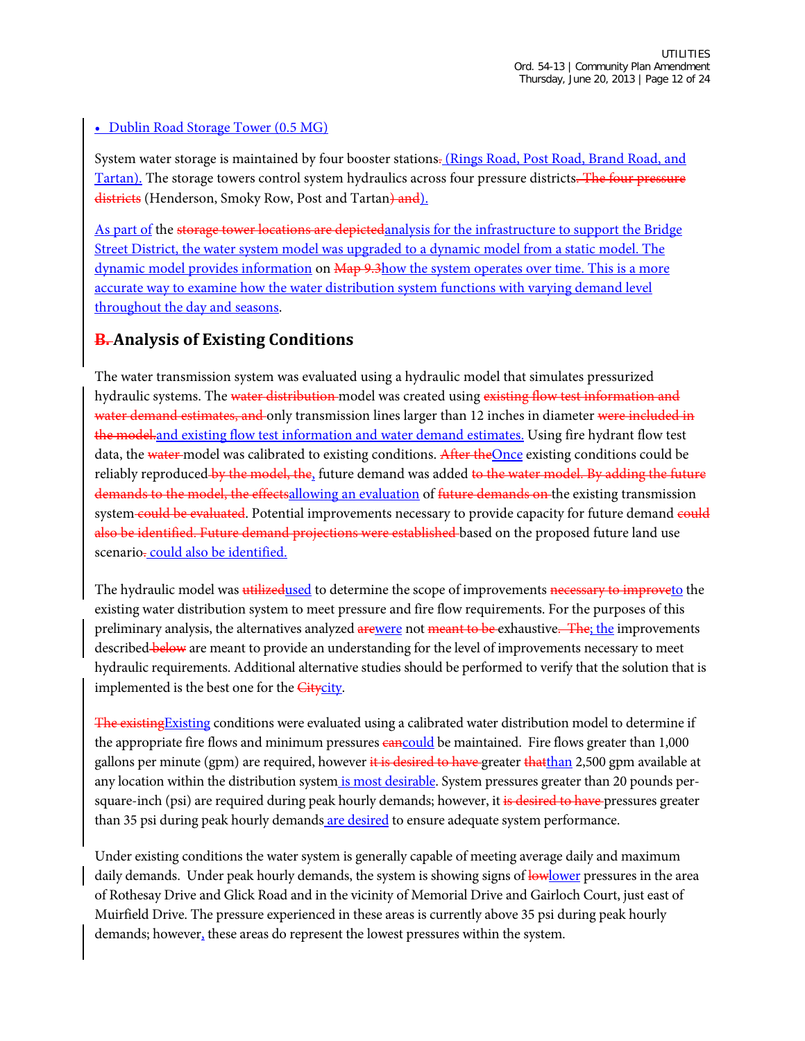- Dublin Road Storage Tower (0.5 MG)

System water storage is maintained by four booster stations~~.~~ (Rings Road, Post Road, Brand Road, and Tartan). The storage towers control system hydraulics across four pressure districts~~. The four pressure districts~~ (Henderson, Smoky Row, Post and Tartan~~) and~~).

As part of the ~~storage tower locations are depicted~~analysis for the infrastructure to support the Bridge Street District, the water system model was upgraded to a dynamic model from a static model. The dynamic model provides information on ~~Map 9.3~~how the system operates over time. This is a more accurate way to examine how the water distribution system functions with varying demand level throughout the day and seasons.

## ~~B.~~ Analysis of Existing Conditions

The water transmission system was evaluated using a hydraulic model that simulates pressurized hydraulic systems. The ~~water distribution~~ model was created using ~~existing flow test information and water demand estimates, and~~ only transmission lines larger than 12 inches in diameter ~~were included in the model.~~and existing flow test information and water demand estimates. Using fire hydrant flow test data, the ~~water~~ model was calibrated to existing conditions. ~~After the~~Once existing conditions could be reliably reproduced ~~by the model, the~~, future demand was added ~~to the water model. By adding the future demands to the model, the effects~~allowing an evaluation of ~~future demands on~~ the existing transmission system ~~could be evaluated~~. Potential improvements necessary to provide capacity for future demand ~~could also be identified. Future demand projections were established~~ based on the proposed future land use scenario~~.~~ could also be identified.

The hydraulic model was ~~utilized~~used to determine the scope of improvements ~~necessary to improve~~to the existing water distribution system to meet pressure and fire flow requirements. For the purposes of this preliminary analysis, the alternatives analyzed ~~are~~were not ~~meant to be~~ exhaustive~~. The~~; the improvements described ~~below~~ are meant to provide an understanding for the level of improvements necessary to meet hydraulic requirements. Additional alternative studies should be performed to verify that the solution that is implemented is the best one for the ~~City~~city.

~~The existing~~Existing conditions were evaluated using a calibrated water distribution model to determine if the appropriate fire flows and minimum pressures ~~can~~could be maintained. Fire flows greater than 1,000 gallons per minute (gpm) are required, however ~~it is desired to have~~ greater ~~that~~than 2,500 gpm available at any location within the distribution system is most desirable. System pressures greater than 20 pounds per-square-inch (psi) are required during peak hourly demands; however, it ~~is desired to have~~ pressures greater than 35 psi during peak hourly demands are desired to ensure adequate system performance.

Under existing conditions the water system is generally capable of meeting average daily and maximum daily demands. Under peak hourly demands, the system is showing signs of ~~low~~lower pressures in the area of Rothesay Drive and Glick Road and in the vicinity of Memorial Drive and Gairloch Court, just east of Muirfield Drive. The pressure experienced in these areas is currently above 35 psi during peak hourly demands; however, these areas do represent the lowest pressures within the system.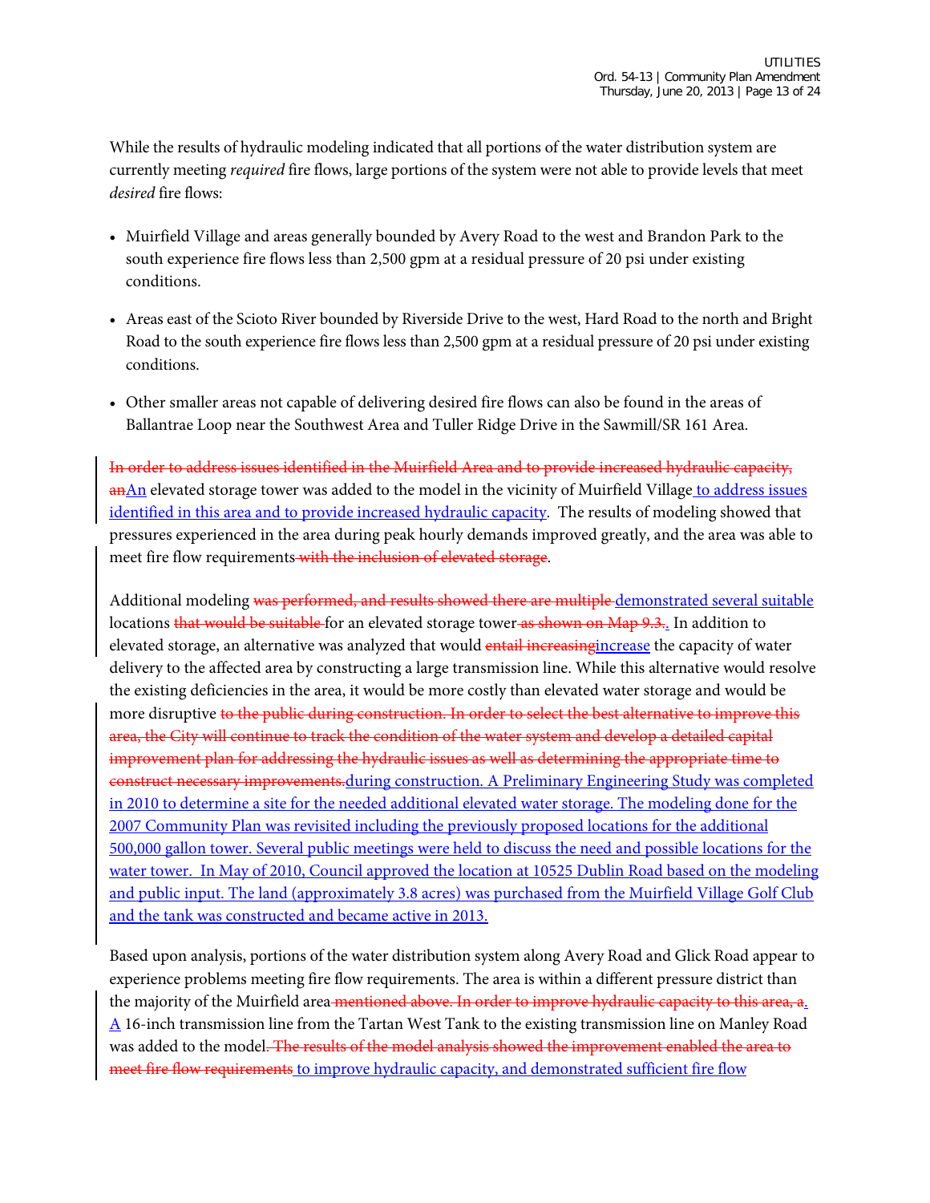While the results of hydraulic modeling indicated that all portions of the water distribution system are currently meeting *required* fire flows, large portions of the system were not able to provide levels that meet *desired* fire flows:

- Muirfield Village and areas generally bounded by Avery Road to the west and Brandon Park to the south experience fire flows less than 2,500 gpm at a residual pressure of 20 psi under existing conditions.
- Areas east of the Scioto River bounded by Riverside Drive to the west, Hard Road to the north and Bright Road to the south experience fire flows less than 2,500 gpm at a residual pressure of 20 psi under existing conditions.
- Other smaller areas not capable of delivering desired fire flows can also be found in the areas of Ballantrae Loop near the Southwest Area and Tuller Ridge Drive in the Sawmill/SR 161 Area.

~~In order to address issues identified in the Muirfield Area and to provide increased hydraulic capacity, an~~<u>An</u> elevated storage tower was added to the model in the vicinity of Muirfield Village<u> to address issues identified in this area and to provide increased hydraulic capacity</u>. The results of modeling showed that pressures experienced in the area during peak hourly demands improved greatly, and the area was able to meet fire flow requirements~~ with the inclusion of elevated storage~~.

Additional modeling ~~was performed, and results showed there are multiple ~~<u>demonstrated several suitable</u> locations ~~that would be suitable ~~for an elevated storage tower~~ as shown on Map 9.3.~~<u>.</u> In addition to elevated storage, an alternative was analyzed that would ~~entail increasing~~<u>increase</u> the capacity of water delivery to the affected area by constructing a large transmission line. While this alternative would resolve the existing deficiencies in the area, it would be more costly than elevated water storage and would be more disruptive ~~to the public during construction. In order to select the best alternative to improve this area, the City will continue to track the condition of the water system and develop a detailed capital improvement plan for addressing the hydraulic issues as well as determining the appropriate time to construct necessary improvements.~~<u>during construction. A Preliminary Engineering Study was completed in 2010 to determine a site for the needed additional elevated water storage. The modeling done for the 2007 Community Plan was revisited including the previously proposed locations for the additional 500,000 gallon tower. Several public meetings were held to discuss the need and possible locations for the water tower. In May of 2010, Council approved the location at 10525 Dublin Road based on the modeling and public input. The land (approximately 3.8 acres) was purchased from the Muirfield Village Golf Club and the tank was constructed and became active in 2013.</u>

Based upon analysis, portions of the water distribution system along Avery Road and Glick Road appear to experience problems meeting fire flow requirements. The area is within a different pressure district than the majority of the Muirfield area~~ mentioned above. In order to improve hydraulic capacity to this area, a~~<u>.</u> <u>A</u> 16-inch transmission line from the Tartan West Tank to the existing transmission line on Manley Road was added to the model~~. The results of the model analysis showed the improvement enabled the area to meet fire flow requirements~~<u> to improve hydraulic capacity, and demonstrated sufficient fire flow</u>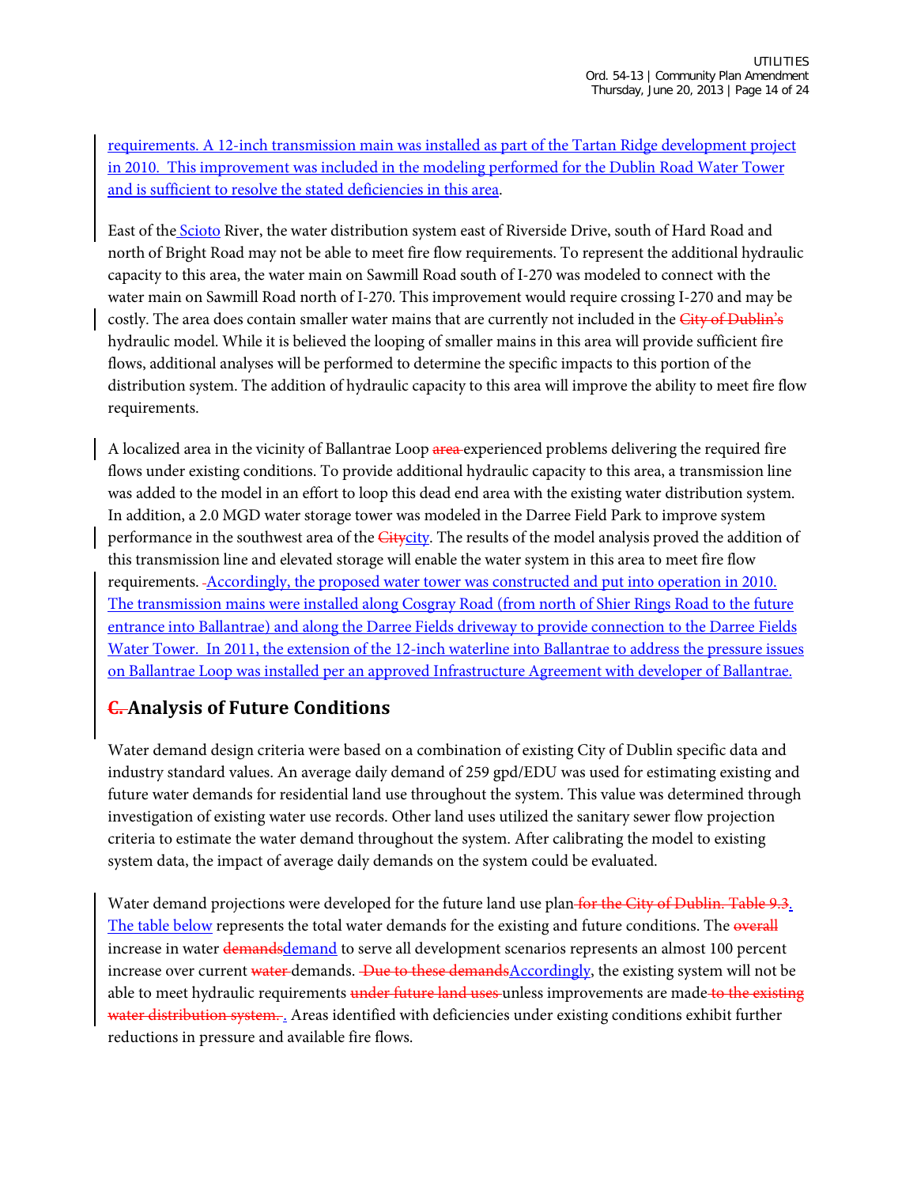requirements. A 12-inch transmission main was installed as part of the Tartan Ridge development project in 2010. This improvement was included in the modeling performed for the Dublin Road Water Tower and is sufficient to resolve the stated deficiencies in this area.

East of the Scioto River, the water distribution system east of Riverside Drive, south of Hard Road and north of Bright Road may not be able to meet fire flow requirements. To represent the additional hydraulic capacity to this area, the water main on Sawmill Road south of I-270 was modeled to connect with the water main on Sawmill Road north of I-270. This improvement would require crossing I-270 and may be costly. The area does contain smaller water mains that are currently not included in the ~~City of Dublin's~~ hydraulic model. While it is believed the looping of smaller mains in this area will provide sufficient fire flows, additional analyses will be performed to determine the specific impacts to this portion of the distribution system. The addition of hydraulic capacity to this area will improve the ability to meet fire flow requirements.

A localized area in the vicinity of Ballantrae Loop ~~area~~ experienced problems delivering the required fire flows under existing conditions. To provide additional hydraulic capacity to this area, a transmission line was added to the model in an effort to loop this dead end area with the existing water distribution system. In addition, a 2.0 MGD water storage tower was modeled in the Darree Field Park to improve system performance in the southwest area of the ~~City~~city. The results of the model analysis proved the addition of this transmission line and elevated storage will enable the water system in this area to meet fire flow requirements. Accordingly, the proposed water tower was constructed and put into operation in 2010. The transmission mains were installed along Cosgray Road (from north of Shier Rings Road to the future entrance into Ballantrae) and along the Darree Fields driveway to provide connection to the Darree Fields Water Tower. In 2011, the extension of the 12-inch waterline into Ballantrae to address the pressure issues on Ballantrae Loop was installed per an approved Infrastructure Agreement with developer of Ballantrae.

## ~~C.~~ Analysis of Future Conditions

Water demand design criteria were based on a combination of existing City of Dublin specific data and industry standard values. An average daily demand of 259 gpd/EDU was used for estimating existing and future water demands for residential land use throughout the system. This value was determined through investigation of existing water use records. Other land uses utilized the sanitary sewer flow projection criteria to estimate the water demand throughout the system. After calibrating the model to existing system data, the impact of average daily demands on the system could be evaluated.

Water demand projections were developed for the future land use plan ~~for the City of Dublin. Table 9.3~~. The table below represents the total water demands for the existing and future conditions. The ~~overall~~ increase in water ~~demands~~demand to serve all development scenarios represents an almost 100 percent increase over current ~~water~~ demands. ~~Due to these demands~~Accordingly, the existing system will not be able to meet hydraulic requirements ~~under future land uses~~ unless improvements are made ~~to the existing water distribution system.~~. Areas identified with deficiencies under existing conditions exhibit further reductions in pressure and available fire flows.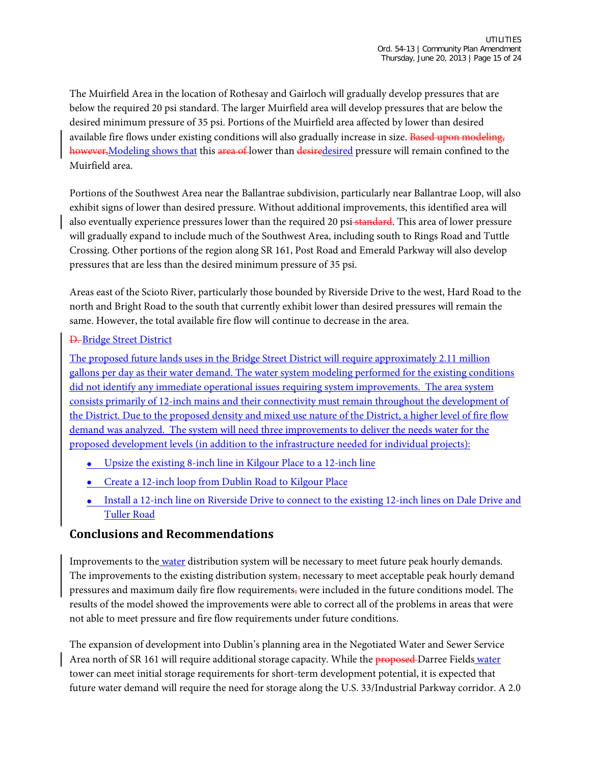The Muirfield Area in the location of Rothesay and Gairloch will gradually develop pressures that are below the required 20 psi standard. The larger Muirfield area will develop pressures that are below the desired minimum pressure of 35 psi. Portions of the Muirfield area affected by lower than desired available fire flows under existing conditions will also gradually increase in size. ~~Based upon modeling, however,~~Modeling shows that this ~~area of~~ lower than ~~desire~~desired pressure will remain confined to the Muirfield area.

Portions of the Southwest Area near the Ballantrae subdivision, particularly near Ballantrae Loop, will also exhibit signs of lower than desired pressure. Without additional improvements, this identified area will also eventually experience pressures lower than the required 20 psi ~~standard~~. This area of lower pressure will gradually expand to include much of the Southwest Area, including south to Rings Road and Tuttle Crossing. Other portions of the region along SR 161, Post Road and Emerald Parkway will also develop pressures that are less than the desired minimum pressure of 35 psi.

Areas east of the Scioto River, particularly those bounded by Riverside Drive to the west, Hard Road to the north and Bright Road to the south that currently exhibit lower than desired pressures will remain the same. However, the total available fire flow will continue to decrease in the area.

~~D.~~ Bridge Street District

The proposed future lands uses in the Bridge Street District will require approximately 2.11 million gallons per day as their water demand. The water system modeling performed for the existing conditions did not identify any immediate operational issues requiring system improvements. The area system consists primarily of 12-inch mains and their connectivity must remain throughout the development of the District. Due to the proposed density and mixed use nature of the District, a higher level of fire flow demand was analyzed. The system will need three improvements to deliver the needs water for the proposed development levels (in addition to the infrastructure needed for individual projects):

- Upsize the existing 8-inch line in Kilgour Place to a 12-inch line
- Create a 12-inch loop from Dublin Road to Kilgour Place
- Install a 12-inch line on Riverside Drive to connect to the existing 12-inch lines on Dale Drive and Tuller Road

## Conclusions and Recommendations

Improvements to the water distribution system will be necessary to meet future peak hourly demands. The improvements to the existing distribution system~~,~~ necessary to meet acceptable peak hourly demand pressures and maximum daily fire flow requirements~~,~~ were included in the future conditions model. The results of the model showed the improvements were able to correct all of the problems in areas that were not able to meet pressure and fire flow requirements under future conditions.

The expansion of development into Dublin's planning area in the Negotiated Water and Sewer Service Area north of SR 161 will require additional storage capacity. While the ~~proposed~~ Darree Fields water tower can meet initial storage requirements for short-term development potential, it is expected that future water demand will require the need for storage along the U.S. 33/Industrial Parkway corridor. A 2.0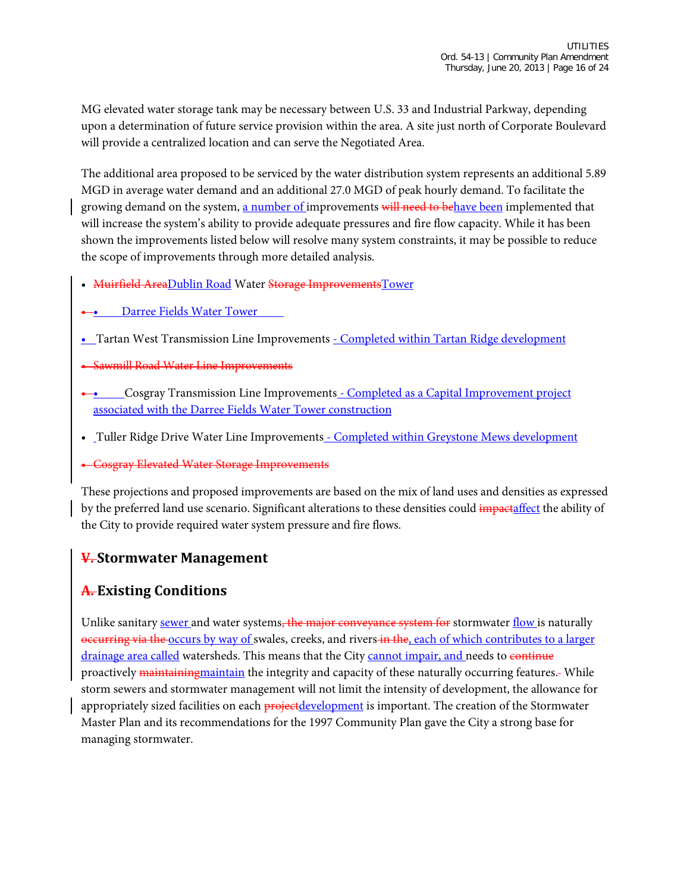MG elevated water storage tank may be necessary between U.S. 33 and Industrial Parkway, depending upon a determination of future service provision within the area. A site just north of Corporate Boulevard will provide a centralized location and can serve the Negotiated Area.

The additional area proposed to be serviced by the water distribution system represents an additional 5.89 MGD in average water demand and an additional 27.0 MGD of peak hourly demand. To facilitate the growing demand on the system, a number of improvements ~~will need to be~~have been implemented that will increase the system's ability to provide adequate pressures and fire flow capacity. While it has been shown the improvements listed below will resolve many system constraints, it may be possible to reduce the scope of improvements through more detailed analysis.

- ~~Muirfield Area~~Dublin Road Water ~~Storage Improvements~~Tower
- Darree Fields Water Tower
- Tartan West Transmission Line Improvements - Completed within Tartan Ridge development
- ~~Sawmill Road Water Line Improvements~~
- Cosgray Transmission Line Improvements - Completed as a Capital Improvement project associated with the Darree Fields Water Tower construction
- Tuller Ridge Drive Water Line Improvements - Completed within Greystone Mews development
- ~~Cosgray Elevated Water Storage Improvements~~

These projections and proposed improvements are based on the mix of land uses and densities as expressed by the preferred land use scenario. Significant alterations to these densities could ~~impact~~affect the ability of the City to provide required water system pressure and fire flows.

## ~~V.~~ Stormwater Management

### ~~A.~~ Existing Conditions

Unlike sanitary sewer and water systems~~, the major conveyance system for~~ stormwater flow is naturally ~~occurring via the~~ occurs by way of swales, creeks, and rivers ~~in the~~, each of which contributes to a larger drainage area called watersheds. This means that the City cannot impair, and needs to ~~continue~~ proactively ~~maintaining~~maintain the integrity and capacity of these naturally occurring features.~~-~~ While storm sewers and stormwater management will not limit the intensity of development, the allowance for appropriately sized facilities on each ~~project~~development is important. The creation of the Stormwater Master Plan and its recommendations for the 1997 Community Plan gave the City a strong base for managing stormwater.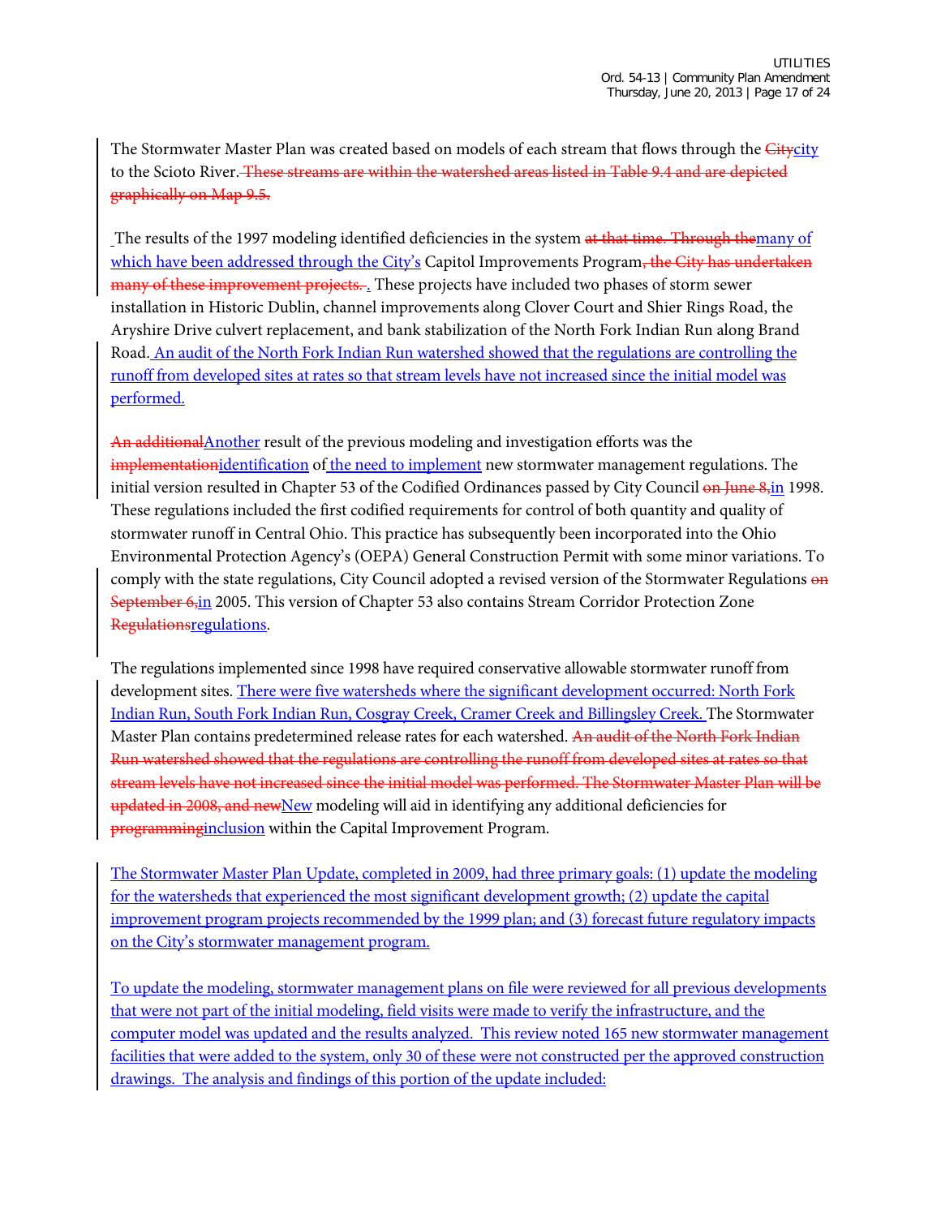The Stormwater Master Plan was created based on models of each stream that flows through the ~~City~~city to the Scioto River. ~~These streams are within the watershed areas listed in Table 9.4 and are depicted graphically on Map 9.5.~~

The results of the 1997 modeling identified deficiencies in the system ~~at that time. Through the~~many of which have been addressed through the City's Capitol Improvements Program~~, the City has undertaken many of these improvement projects.~~. These projects have included two phases of storm sewer installation in Historic Dublin, channel improvements along Clover Court and Shier Rings Road, the Aryshire Drive culvert replacement, and bank stabilization of the North Fork Indian Run along Brand Road. An audit of the North Fork Indian Run watershed showed that the regulations are controlling the runoff from developed sites at rates so that stream levels have not increased since the initial model was performed.

~~An additional~~Another result of the previous modeling and investigation efforts was the ~~implementation~~identification of the need to implement new stormwater management regulations. The initial version resulted in Chapter 53 of the Codified Ordinances passed by City Council ~~on June 8,~~in 1998. These regulations included the first codified requirements for control of both quantity and quality of stormwater runoff in Central Ohio. This practice has subsequently been incorporated into the Ohio Environmental Protection Agency's (OEPA) General Construction Permit with some minor variations. To comply with the state regulations, City Council adopted a revised version of the Stormwater Regulations ~~on September 6,~~in 2005. This version of Chapter 53 also contains Stream Corridor Protection Zone ~~Regulations~~regulations.

The regulations implemented since 1998 have required conservative allowable stormwater runoff from development sites. There were five watersheds where the significant development occurred: North Fork Indian Run, South Fork Indian Run, Cosgray Creek, Cramer Creek and Billingsley Creek. The Stormwater Master Plan contains predetermined release rates for each watershed. ~~An audit of the North Fork Indian Run watershed showed that the regulations are controlling the runoff from developed sites at rates so that stream levels have not increased since the initial model was performed. The Stormwater Master Plan will be updated in 2008, and new~~New modeling will aid in identifying any additional deficiencies for ~~programming~~inclusion within the Capital Improvement Program.

The Stormwater Master Plan Update, completed in 2009, had three primary goals: (1) update the modeling for the watersheds that experienced the most significant development growth; (2) update the capital improvement program projects recommended by the 1999 plan; and (3) forecast future regulatory impacts on the City's stormwater management program.

To update the modeling, stormwater management plans on file were reviewed for all previous developments that were not part of the initial modeling, field visits were made to verify the infrastructure, and the computer model was updated and the results analyzed. This review noted 165 new stormwater management facilities that were added to the system, only 30 of these were not constructed per the approved construction drawings. The analysis and findings of this portion of the update included: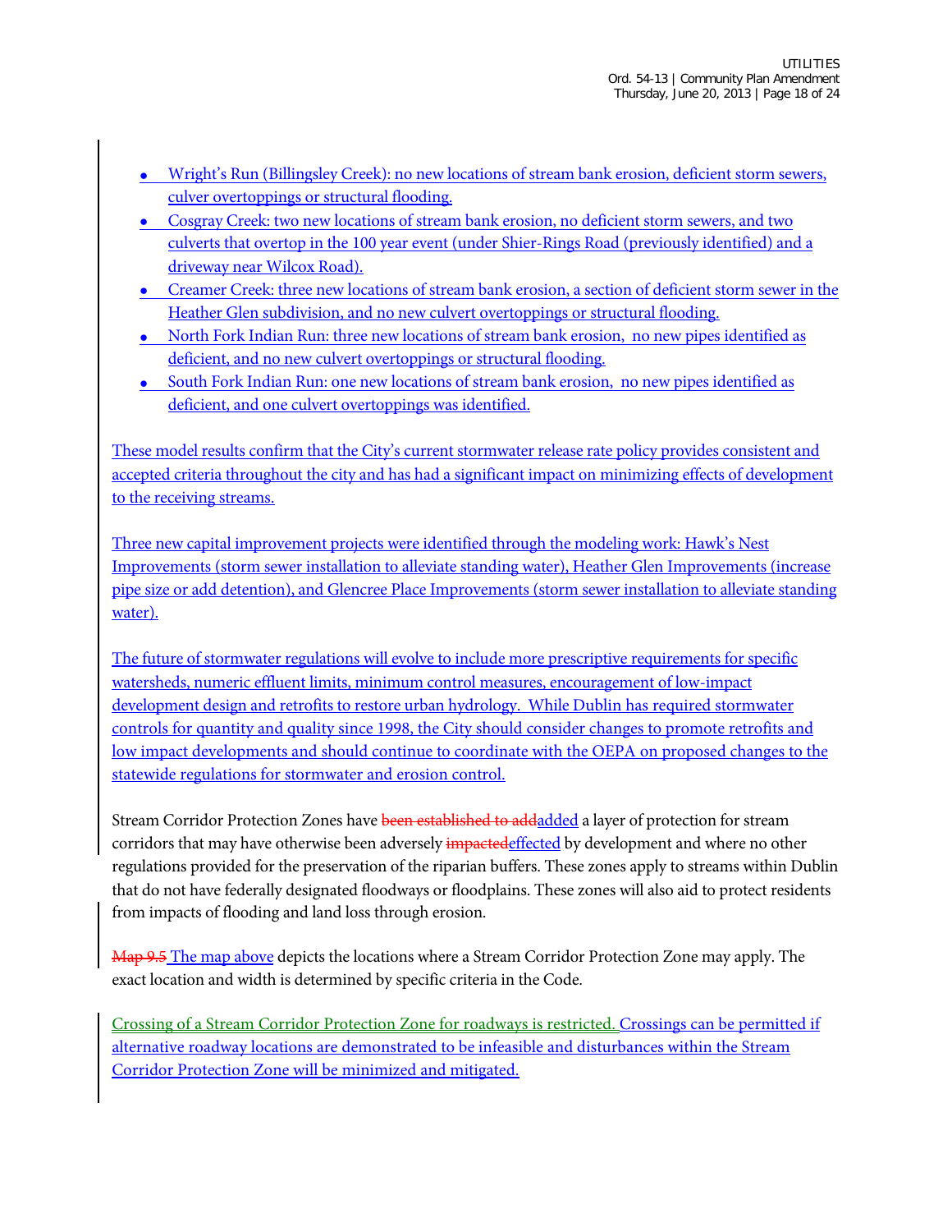- Wright's Run (Billingsley Creek): no new locations of stream bank erosion, deficient storm sewers, culver overtoppings or structural flooding.
- Cosgray Creek: two new locations of stream bank erosion, no deficient storm sewers, and two culverts that overtop in the 100 year event (under Shier-Rings Road (previously identified) and a driveway near Wilcox Road).
- Creamer Creek: three new locations of stream bank erosion, a section of deficient storm sewer in the Heather Glen subdivision, and no new culvert overtoppings or structural flooding.
- North Fork Indian Run: three new locations of stream bank erosion, no new pipes identified as deficient, and no new culvert overtoppings or structural flooding.
- South Fork Indian Run: one new locations of stream bank erosion, no new pipes identified as deficient, and one culvert overtoppings was identified.

These model results confirm that the City's current stormwater release rate policy provides consistent and accepted criteria throughout the city and has had a significant impact on minimizing effects of development to the receiving streams.

Three new capital improvement projects were identified through the modeling work: Hawk's Nest Improvements (storm sewer installation to alleviate standing water), Heather Glen Improvements (increase pipe size or add detention), and Glencree Place Improvements (storm sewer installation to alleviate standing water).

The future of stormwater regulations will evolve to include more prescriptive requirements for specific watersheds, numeric effluent limits, minimum control measures, encouragement of low-impact development design and retrofits to restore urban hydrology. While Dublin has required stormwater controls for quantity and quality since 1998, the City should consider changes to promote retrofits and low impact developments and should continue to coordinate with the OEPA on proposed changes to the statewide regulations for stormwater and erosion control.

Stream Corridor Protection Zones have ~~been established to add~~added a layer of protection for stream corridors that may have otherwise been adversely ~~impacted~~effected by development and where no other regulations provided for the preservation of the riparian buffers. These zones apply to streams within Dublin that do not have federally designated floodways or floodplains. These zones will also aid to protect residents from impacts of flooding and land loss through erosion.

~~Map 9.5~~ The map above depicts the locations where a Stream Corridor Protection Zone may apply. The exact location and width is determined by specific criteria in the Code.

Crossing of a Stream Corridor Protection Zone for roadways is restricted. Crossings can be permitted if alternative roadway locations are demonstrated to be infeasible and disturbances within the Stream Corridor Protection Zone will be minimized and mitigated.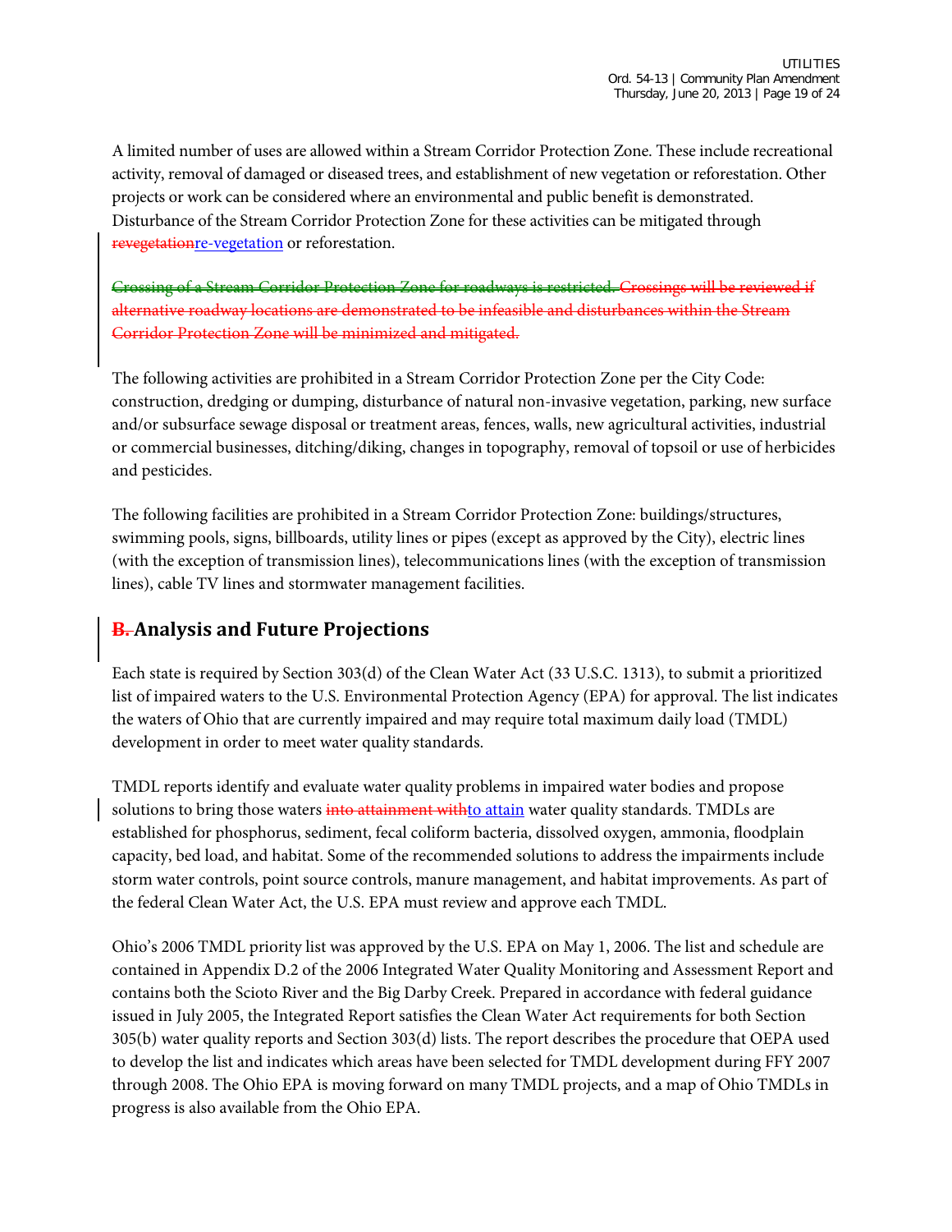A limited number of uses are allowed within a Stream Corridor Protection Zone. These include recreational activity, removal of damaged or diseased trees, and establishment of new vegetation or reforestation. Other projects or work can be considered where an environmental and public benefit is demonstrated. Disturbance of the Stream Corridor Protection Zone for these activities can be mitigated through ~~revegetation~~re-vegetation or reforestation.

~~Crossing of a Stream Corridor Protection Zone for roadways is restricted. Crossings will be reviewed if alternative roadway locations are demonstrated to be infeasible and disturbances within the Stream Corridor Protection Zone will be minimized and mitigated.~~

The following activities are prohibited in a Stream Corridor Protection Zone per the City Code: construction, dredging or dumping, disturbance of natural non-invasive vegetation, parking, new surface and/or subsurface sewage disposal or treatment areas, fences, walls, new agricultural activities, industrial or commercial businesses, ditching/diking, changes in topography, removal of topsoil or use of herbicides and pesticides.

The following facilities are prohibited in a Stream Corridor Protection Zone: buildings/structures, swimming pools, signs, billboards, utility lines or pipes (except as approved by the City), electric lines (with the exception of transmission lines), telecommunications lines (with the exception of transmission lines), cable TV lines and stormwater management facilities.

## ~~B.~~ Analysis and Future Projections

Each state is required by Section 303(d) of the Clean Water Act (33 U.S.C. 1313), to submit a prioritized list of impaired waters to the U.S. Environmental Protection Agency (EPA) for approval. The list indicates the waters of Ohio that are currently impaired and may require total maximum daily load (TMDL) development in order to meet water quality standards.

TMDL reports identify and evaluate water quality problems in impaired water bodies and propose solutions to bring those waters ~~into attainment with~~to attain water quality standards. TMDLs are established for phosphorus, sediment, fecal coliform bacteria, dissolved oxygen, ammonia, floodplain capacity, bed load, and habitat. Some of the recommended solutions to address the impairments include storm water controls, point source controls, manure management, and habitat improvements. As part of the federal Clean Water Act, the U.S. EPA must review and approve each TMDL.

Ohio's 2006 TMDL priority list was approved by the U.S. EPA on May 1, 2006. The list and schedule are contained in Appendix D.2 of the 2006 Integrated Water Quality Monitoring and Assessment Report and contains both the Scioto River and the Big Darby Creek. Prepared in accordance with federal guidance issued in July 2005, the Integrated Report satisfies the Clean Water Act requirements for both Section 305(b) water quality reports and Section 303(d) lists. The report describes the procedure that OEPA used to develop the list and indicates which areas have been selected for TMDL development during FFY 2007 through 2008. The Ohio EPA is moving forward on many TMDL projects, and a map of Ohio TMDLs in progress is also available from the Ohio EPA.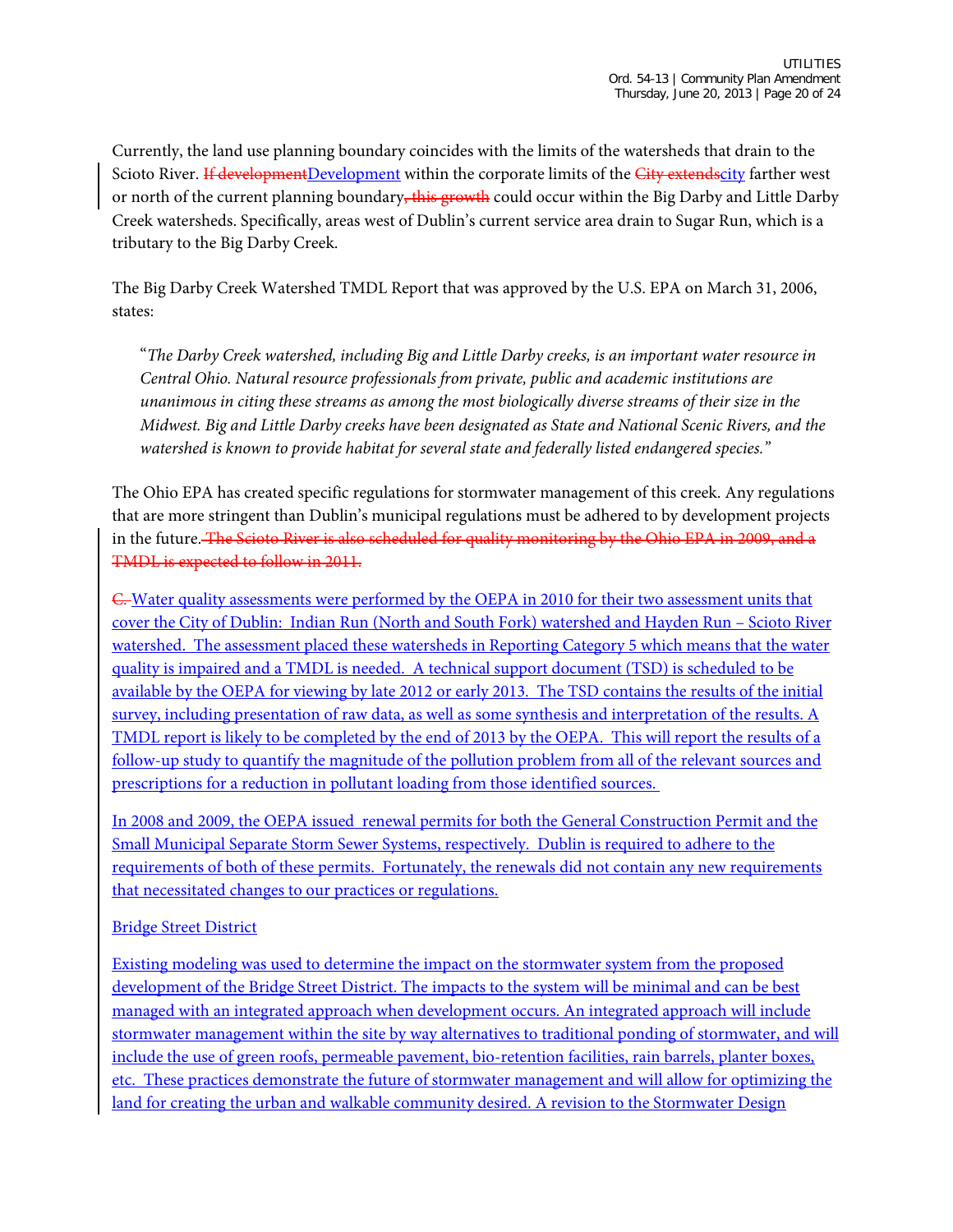Currently, the land use planning boundary coincides with the limits of the watersheds that drain to the Scioto River. ~~If development~~Development within the corporate limits of the ~~City extends~~city farther west or north of the current planning boundary~~, this growth~~ could occur within the Big Darby and Little Darby Creek watersheds. Specifically, areas west of Dublin's current service area drain to Sugar Run, which is a tributary to the Big Darby Creek.

The Big Darby Creek Watershed TMDL Report that was approved by the U.S. EPA on March 31, 2006, states:

> "*The Darby Creek watershed, including Big and Little Darby creeks, is an important water resource in Central Ohio. Natural resource professionals from private, public and academic institutions are unanimous in citing these streams as among the most biologically diverse streams of their size in the Midwest. Big and Little Darby creeks have been designated as State and National Scenic Rivers, and the watershed is known to provide habitat for several state and federally listed endangered species.*"

The Ohio EPA has created specific regulations for stormwater management of this creek. Any regulations that are more stringent than Dublin's municipal regulations must be adhered to by development projects in the future. ~~The Scioto River is also scheduled for quality monitoring by the Ohio EPA in 2009, and a TMDL is expected to follow in 2011.~~

~~C.~~ Water quality assessments were performed by the OEPA in 2010 for their two assessment units that cover the City of Dublin: Indian Run (North and South Fork) watershed and Hayden Run – Scioto River watershed. The assessment placed these watersheds in Reporting Category 5 which means that the water quality is impaired and a TMDL is needed. A technical support document (TSD) is scheduled to be available by the OEPA for viewing by late 2012 or early 2013. The TSD contains the results of the initial survey, including presentation of raw data, as well as some synthesis and interpretation of the results. A TMDL report is likely to be completed by the end of 2013 by the OEPA. This will report the results of a follow-up study to quantify the magnitude of the pollution problem from all of the relevant sources and prescriptions for a reduction in pollutant loading from those identified sources.

In 2008 and 2009, the OEPA issued renewal permits for both the General Construction Permit and the Small Municipal Separate Storm Sewer Systems, respectively. Dublin is required to adhere to the requirements of both of these permits. Fortunately, the renewals did not contain any new requirements that necessitated changes to our practices or regulations.

Bridge Street District

Existing modeling was used to determine the impact on the stormwater system from the proposed development of the Bridge Street District. The impacts to the system will be minimal and can be best managed with an integrated approach when development occurs. An integrated approach will include stormwater management within the site by way alternatives to traditional ponding of stormwater, and will include the use of green roofs, permeable pavement, bio-retention facilities, rain barrels, planter boxes, etc. These practices demonstrate the future of stormwater management and will allow for optimizing the land for creating the urban and walkable community desired. A revision to the Stormwater Design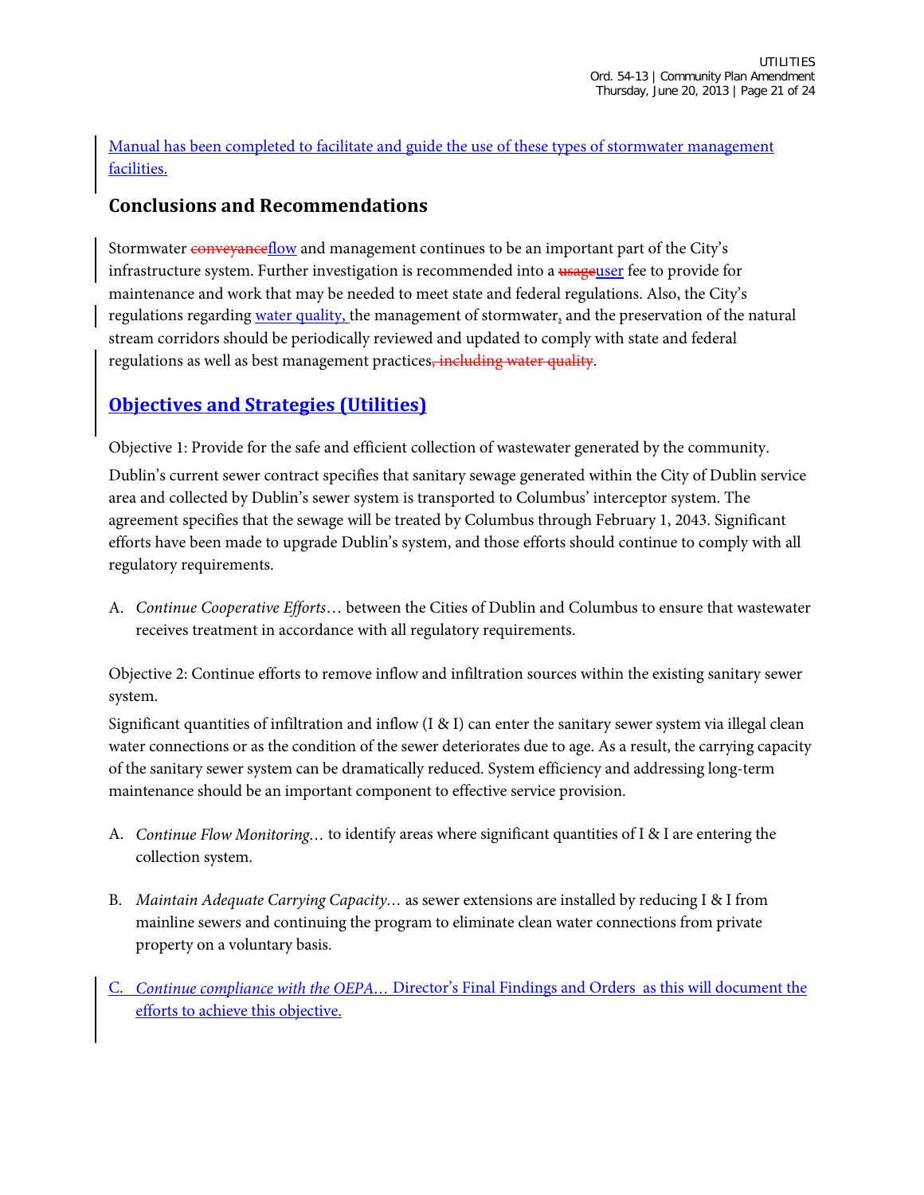Manual has been completed to facilitate and guide the use of these types of stormwater management facilities.

## Conclusions and Recommendations

Stormwater ~~conveyance~~flow and management continues to be an important part of the City's infrastructure system. Further investigation is recommended into a ~~usage~~user fee to provide for maintenance and work that may be needed to meet state and federal regulations. Also, the City's regulations regarding water quality, the management of stormwater, and the preservation of the natural stream corridors should be periodically reviewed and updated to comply with state and federal regulations as well as best management practices~~, including water quality~~.

## Objectives and Strategies (Utilities)

Objective 1: Provide for the safe and efficient collection of wastewater generated by the community.

Dublin's current sewer contract specifies that sanitary sewage generated within the City of Dublin service area and collected by Dublin's sewer system is transported to Columbus' interceptor system. The agreement specifies that the sewage will be treated by Columbus through February 1, 2043. Significant efforts have been made to upgrade Dublin's system, and those efforts should continue to comply with all regulatory requirements.

A. *Continue Cooperative Efforts*… between the Cities of Dublin and Columbus to ensure that wastewater receives treatment in accordance with all regulatory requirements.

Objective 2: Continue efforts to remove inflow and infiltration sources within the existing sanitary sewer system.

Significant quantities of infiltration and inflow (I & I) can enter the sanitary sewer system via illegal clean water connections or as the condition of the sewer deteriorates due to age. As a result, the carrying capacity of the sanitary sewer system can be dramatically reduced. System efficiency and addressing long-term maintenance should be an important component to effective service provision.

A. *Continue Flow Monitoring*… to identify areas where significant quantities of I & I are entering the collection system.

B. *Maintain Adequate Carrying Capacity*… as sewer extensions are installed by reducing I & I from mainline sewers and continuing the program to eliminate clean water connections from private property on a voluntary basis.

C. *Continue compliance with the OEPA*… Director's Final Findings and Orders as this will document the efforts to achieve this objective.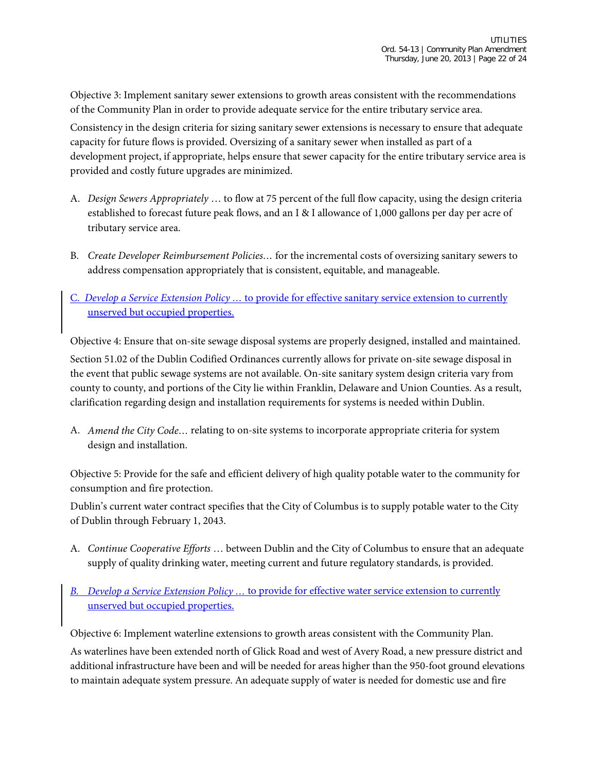Objective 3: Implement sanitary sewer extensions to growth areas consistent with the recommendations of the Community Plan in order to provide adequate service for the entire tributary service area.

Consistency in the design criteria for sizing sanitary sewer extensions is necessary to ensure that adequate capacity for future flows is provided. Oversizing of a sanitary sewer when installed as part of a development project, if appropriate, helps ensure that sewer capacity for the entire tributary service area is provided and costly future upgrades are minimized.

A. *Design Sewers Appropriately* … to flow at 75 percent of the full flow capacity, using the design criteria established to forecast future peak flows, and an I & I allowance of 1,000 gallons per day per acre of tributary service area.

B. *Create Developer Reimbursement Policies…* for the incremental costs of oversizing sanitary sewers to address compensation appropriately that is consistent, equitable, and manageable.

C. *Develop a Service Extension Policy …* to provide for effective sanitary service extension to currently unserved but occupied properties.

Objective 4: Ensure that on-site sewage disposal systems are properly designed, installed and maintained.

Section 51.02 of the Dublin Codified Ordinances currently allows for private on-site sewage disposal in the event that public sewage systems are not available. On-site sanitary system design criteria vary from county to county, and portions of the City lie within Franklin, Delaware and Union Counties. As a result, clarification regarding design and installation requirements for systems is needed within Dublin.

A. *Amend the City Code…* relating to on-site systems to incorporate appropriate criteria for system design and installation.

Objective 5: Provide for the safe and efficient delivery of high quality potable water to the community for consumption and fire protection.

Dublin's current water contract specifies that the City of Columbus is to supply potable water to the City of Dublin through February 1, 2043.

A. *Continue Cooperative Efforts* … between Dublin and the City of Columbus to ensure that an adequate supply of quality drinking water, meeting current and future regulatory standards, is provided.

B. *Develop a Service Extension Policy …* to provide for effective water service extension to currently unserved but occupied properties.

Objective 6: Implement waterline extensions to growth areas consistent with the Community Plan.

As waterlines have been extended north of Glick Road and west of Avery Road, a new pressure district and additional infrastructure have been and will be needed for areas higher than the 950-foot ground elevations to maintain adequate system pressure. An adequate supply of water is needed for domestic use and fire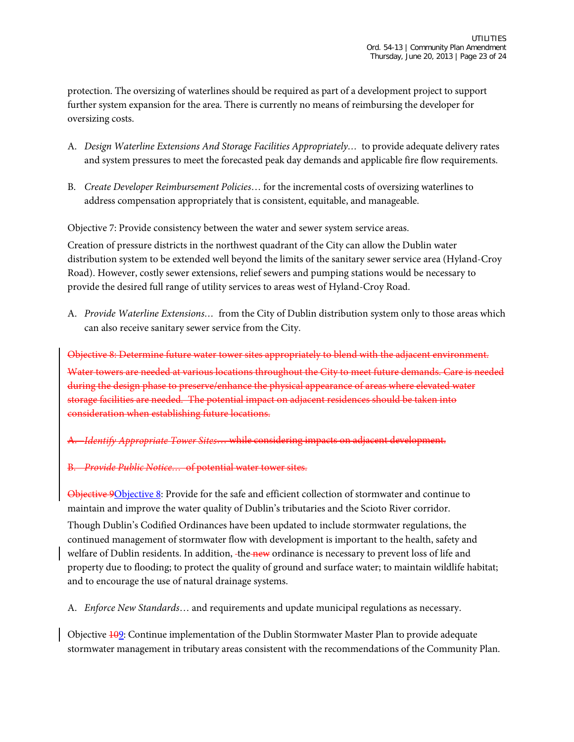protection. The oversizing of waterlines should be required as part of a development project to support further system expansion for the area. There is currently no means of reimbursing the developer for oversizing costs.

A. *Design Waterline Extensions And Storage Facilities Appropriately…* to provide adequate delivery rates and system pressures to meet the forecasted peak day demands and applicable fire flow requirements.

B. *Create Developer Reimbursement Policies*… for the incremental costs of oversizing waterlines to address compensation appropriately that is consistent, equitable, and manageable.

Objective 7: Provide consistency between the water and sewer system service areas.

Creation of pressure districts in the northwest quadrant of the City can allow the Dublin water distribution system to be extended well beyond the limits of the sanitary sewer service area (Hyland-Croy Road). However, costly sewer extensions, relief sewers and pumping stations would be necessary to provide the desired full range of utility services to areas west of Hyland-Croy Road.

A. *Provide Waterline Extensions…* from the City of Dublin distribution system only to those areas which can also receive sanitary sewer service from the City.

~~Objective 8: Determine future water tower sites appropriately to blend with the adjacent environment.~~

~~Water towers are needed at various locations throughout the City to meet future demands. Care is needed during the design phase to preserve/enhance the physical appearance of areas where elevated water storage facilities are needed. The potential impact on adjacent residences should be taken into consideration when establishing future locations.~~

~~A. *Identify Appropriate Tower Sites*… while considering impacts on adjacent development.~~

~~B. *Provide Public Notice*… of potential water tower sites.~~

~~Objective 9~~Objective 8: Provide for the safe and efficient collection of stormwater and continue to maintain and improve the water quality of Dublin's tributaries and the Scioto River corridor.

Though Dublin's Codified Ordinances have been updated to include stormwater regulations, the continued management of stormwater flow with development is important to the health, safety and welfare of Dublin residents. In addition, the ~~new~~ ordinance is necessary to prevent loss of life and property due to flooding; to protect the quality of ground and surface water; to maintain wildlife habitat; and to encourage the use of natural drainage systems.

A. *Enforce New Standards*… and requirements and update municipal regulations as necessary.

Objective ~~10~~9: Continue implementation of the Dublin Stormwater Master Plan to provide adequate stormwater management in tributary areas consistent with the recommendations of the Community Plan.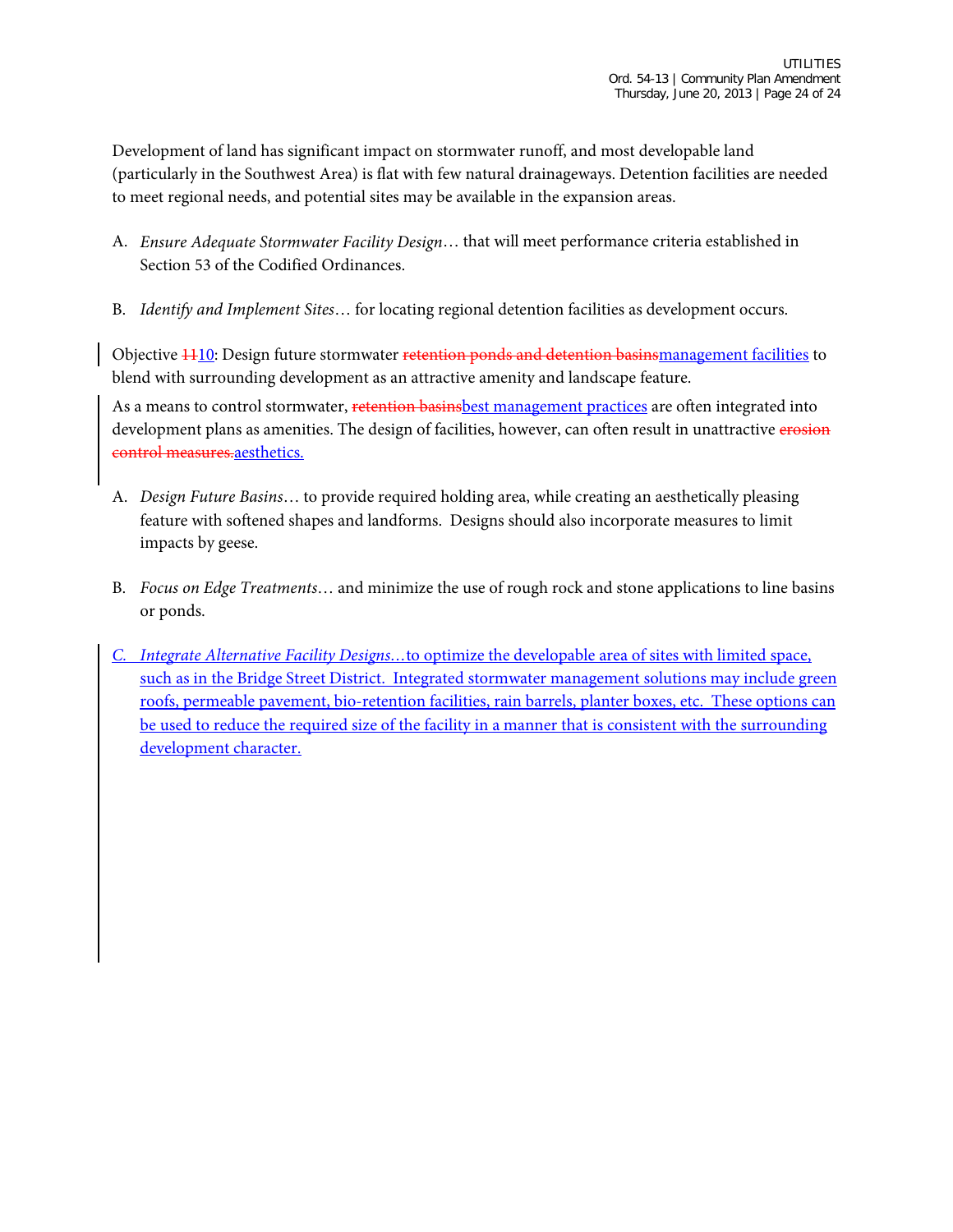Development of land has significant impact on stormwater runoff, and most developable land (particularly in the Southwest Area) is flat with few natural drainageways. Detention facilities are needed to meet regional needs, and potential sites may be available in the expansion areas.

A. *Ensure Adequate Stormwater Facility Design*… that will meet performance criteria established in Section 53 of the Codified Ordinances.

B. *Identify and Implement Sites*… for locating regional detention facilities as development occurs.

Objective ~~11~~10: Design future stormwater ~~retention ponds and detention basins~~management facilities to blend with surrounding development as an attractive amenity and landscape feature.

As a means to control stormwater, ~~retention basins~~best management practices are often integrated into development plans as amenities. The design of facilities, however, can often result in unattractive ~~erosion control measures.~~aesthetics.

A. *Design Future Basins*… to provide required holding area, while creating an aesthetically pleasing feature with softened shapes and landforms. Designs should also incorporate measures to limit impacts by geese.

B. *Focus on Edge Treatments*… and minimize the use of rough rock and stone applications to line basins or ponds.

C. *Integrate Alternative Facility Designs…*to optimize the developable area of sites with limited space, such as in the Bridge Street District. Integrated stormwater management solutions may include green roofs, permeable pavement, bio-retention facilities, rain barrels, planter boxes, etc. These options can be used to reduce the required size of the facility in a manner that is consistent with the surrounding development character.